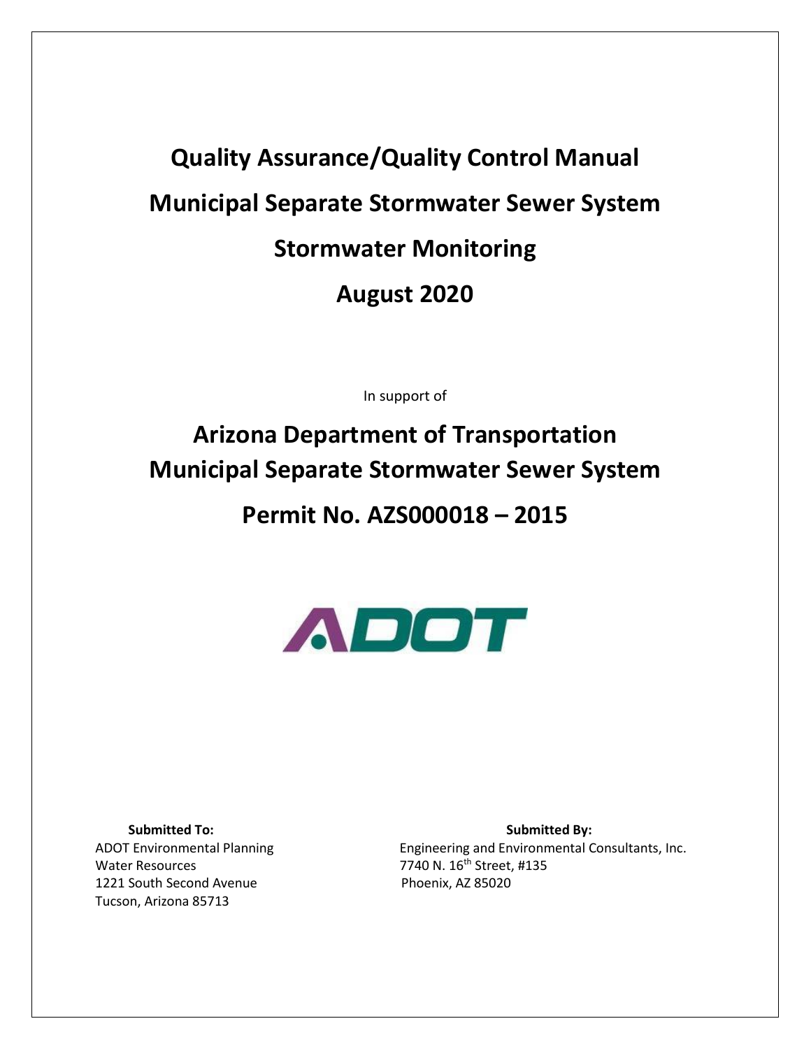# Quality Assurance/Quality Control Manual

# Municipal Separate Stormwater Sewer System

# Stormwater Monitoring

# August 2020

In support of

# Arizona Department of Transportation
# Municipal Separate Stormwater Sewer System

# Permit No. AZS000018 – 2015

ADOT

**Submitted To:**
ADOT Environmental Planning
Water Resources
1221 South Second Avenue
Tucson, Arizona 85713

**Submitted By:**
Engineering and Environmental Consultants, Inc.
7740 N. 16th Street, #135
Phoenix, AZ 85020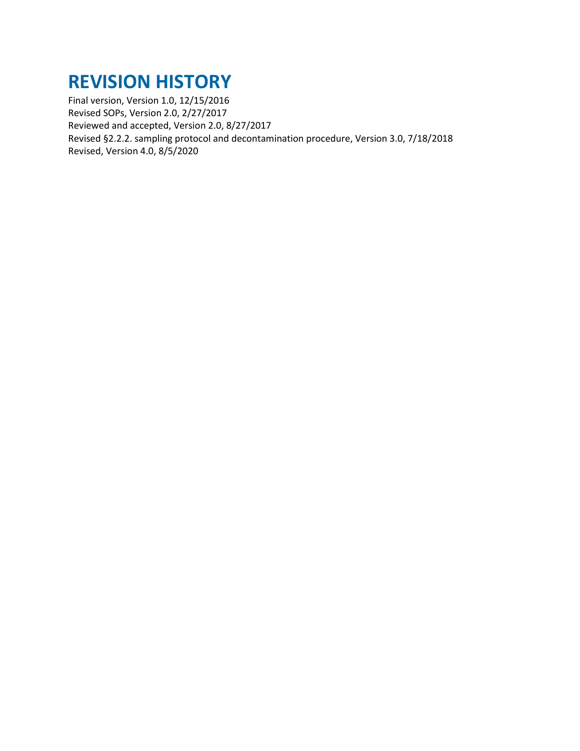# REVISION HISTORY

Final version, Version 1.0, 12/15/2016
Revised SOPs, Version 2.0, 2/27/2017
Reviewed and accepted, Version 2.0, 8/27/2017
Revised §2.2.2. sampling protocol and decontamination procedure, Version 3.0, 7/18/2018
Revised, Version 4.0, 8/5/2020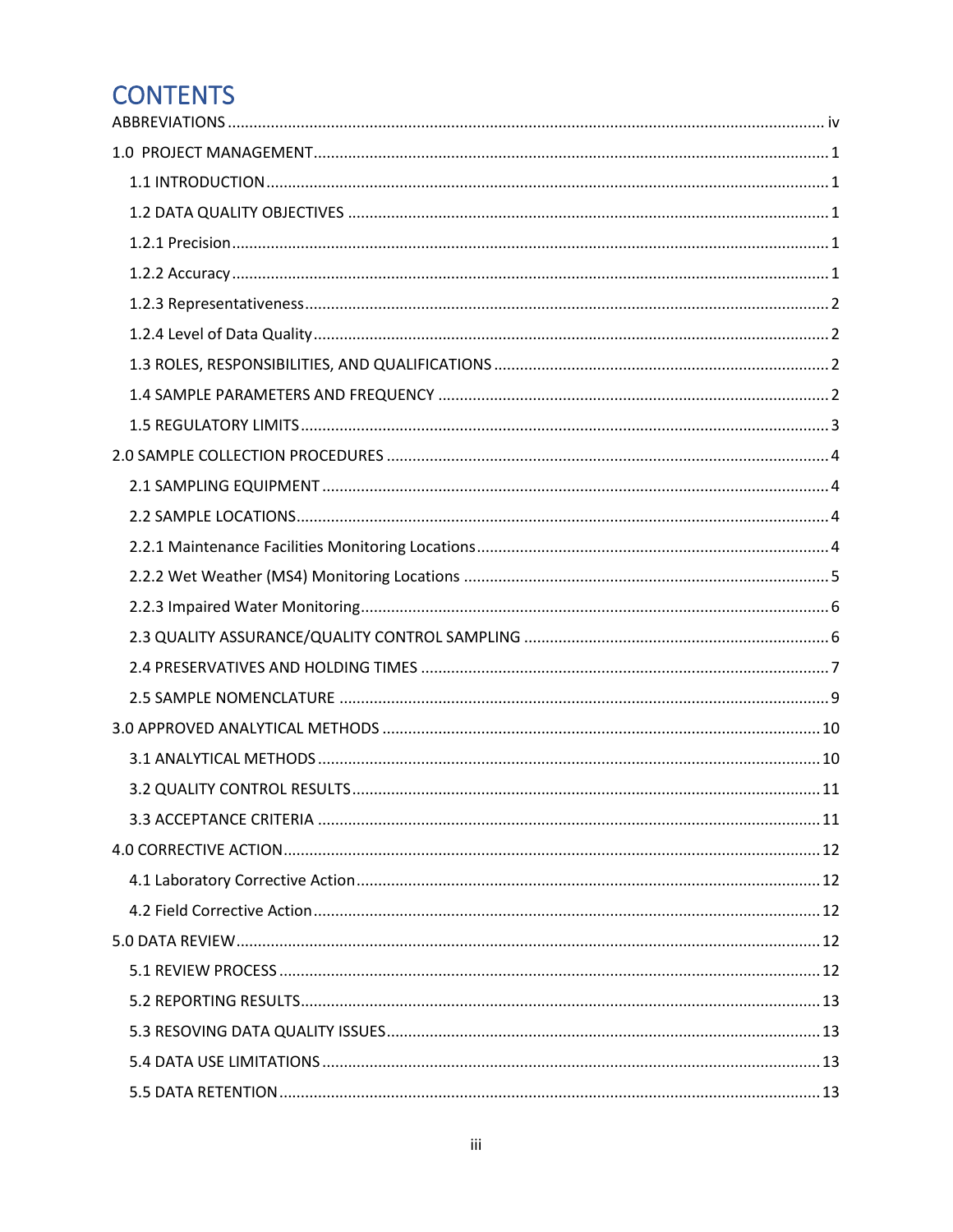# CONTENTS

ABBREVIATIONS .......... iv

1.0 PROJECT MANAGEMENT .......... 1

- 1.1 INTRODUCTION .......... 1
- 1.2 DATA QUALITY OBJECTIVES .......... 1
- 1.2.1 Precision .......... 1
- 1.2.2 Accuracy .......... 1
- 1.2.3 Representativeness .......... 2
- 1.2.4 Level of Data Quality .......... 2
- 1.3 ROLES, RESPONSIBILITIES, AND QUALIFICATIONS .......... 2
- 1.4 SAMPLE PARAMETERS AND FREQUENCY .......... 2
- 1.5 REGULATORY LIMITS .......... 3

2.0 SAMPLE COLLECTION PROCEDURES .......... 4

- 2.1 SAMPLING EQUIPMENT .......... 4
- 2.2 SAMPLE LOCATIONS .......... 4
- 2.2.1 Maintenance Facilities Monitoring Locations .......... 4
- 2.2.2 Wet Weather (MS4) Monitoring Locations .......... 5
- 2.2.3 Impaired Water Monitoring .......... 6
- 2.3 QUALITY ASSURANCE/QUALITY CONTROL SAMPLING .......... 6
- 2.4 PRESERVATIVES AND HOLDING TIMES .......... 7
- 2.5 SAMPLE NOMENCLATURE .......... 9

3.0 APPROVED ANALYTICAL METHODS .......... 10

- 3.1 ANALYTICAL METHODS .......... 10
- 3.2 QUALITY CONTROL RESULTS .......... 11
- 3.3 ACCEPTANCE CRITERIA .......... 11

4.0 CORRECTIVE ACTION .......... 12

- 4.1 Laboratory Corrective Action .......... 12
- 4.2 Field Corrective Action .......... 12

5.0 DATA REVIEW .......... 12

- 5.1 REVIEW PROCESS .......... 12
- 5.2 REPORTING RESULTS .......... 13
- 5.3 RESOVING DATA QUALITY ISSUES .......... 13
- 5.4 DATA USE LIMITATIONS .......... 13
- 5.5 DATA RETENTION .......... 13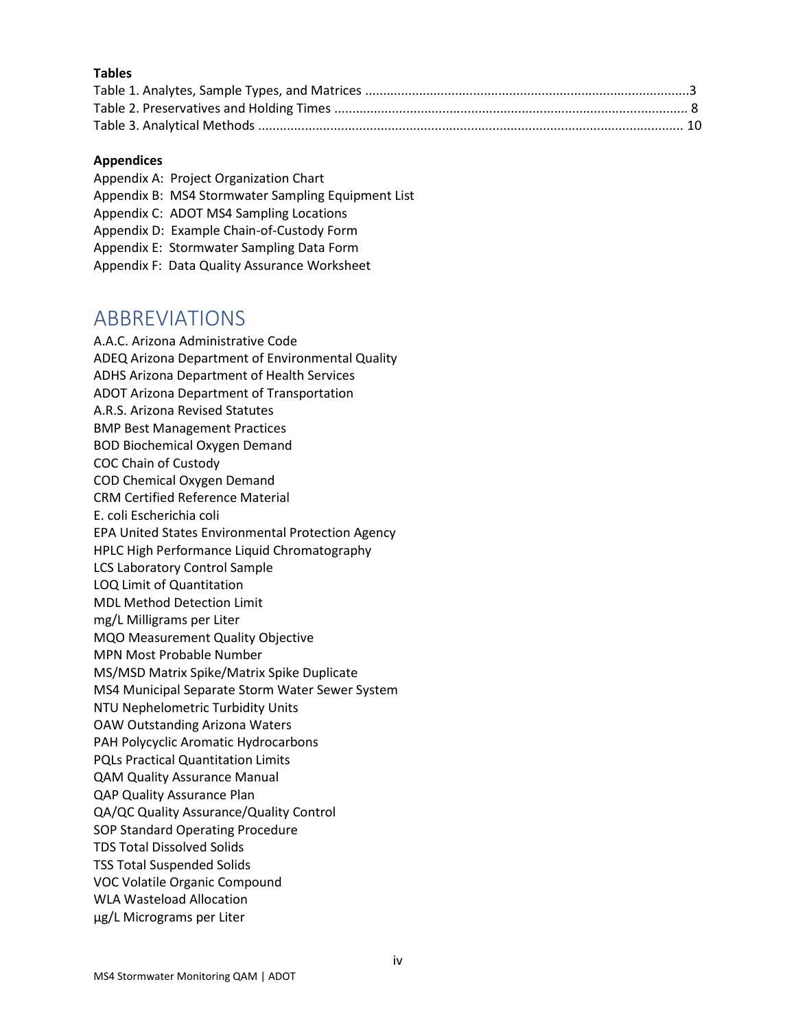**Tables**

Table 1. Analytes, Sample Types, and Matrices ....................................3
Table 2. Preservatives and Holding Times ....................................8
Table 3. Analytical Methods ....................................10

**Appendices**

Appendix A: Project Organization Chart
Appendix B: MS4 Stormwater Sampling Equipment List
Appendix C: ADOT MS4 Sampling Locations
Appendix D: Example Chain-of-Custody Form
Appendix E: Stormwater Sampling Data Form
Appendix F: Data Quality Assurance Worksheet

# ABBREVIATIONS

A.A.C. Arizona Administrative Code
ADEQ Arizona Department of Environmental Quality
ADHS Arizona Department of Health Services
ADOT Arizona Department of Transportation
A.R.S. Arizona Revised Statutes
BMP Best Management Practices
BOD Biochemical Oxygen Demand
COC Chain of Custody
COD Chemical Oxygen Demand
CRM Certified Reference Material
E. coli Escherichia coli
EPA United States Environmental Protection Agency
HPLC High Performance Liquid Chromatography
LCS Laboratory Control Sample
LOQ Limit of Quantitation
MDL Method Detection Limit
mg/L Milligrams per Liter
MQO Measurement Quality Objective
MPN Most Probable Number
MS/MSD Matrix Spike/Matrix Spike Duplicate
MS4 Municipal Separate Storm Water Sewer System
NTU Nephelometric Turbidity Units
OAW Outstanding Arizona Waters
PAH Polycyclic Aromatic Hydrocarbons
PQLs Practical Quantitation Limits
QAM Quality Assurance Manual
QAP Quality Assurance Plan
QA/QC Quality Assurance/Quality Control
SOP Standard Operating Procedure
TDS Total Dissolved Solids
TSS Total Suspended Solids
VOC Volatile Organic Compound
WLA Wasteload Allocation
µg/L Micrograms per Liter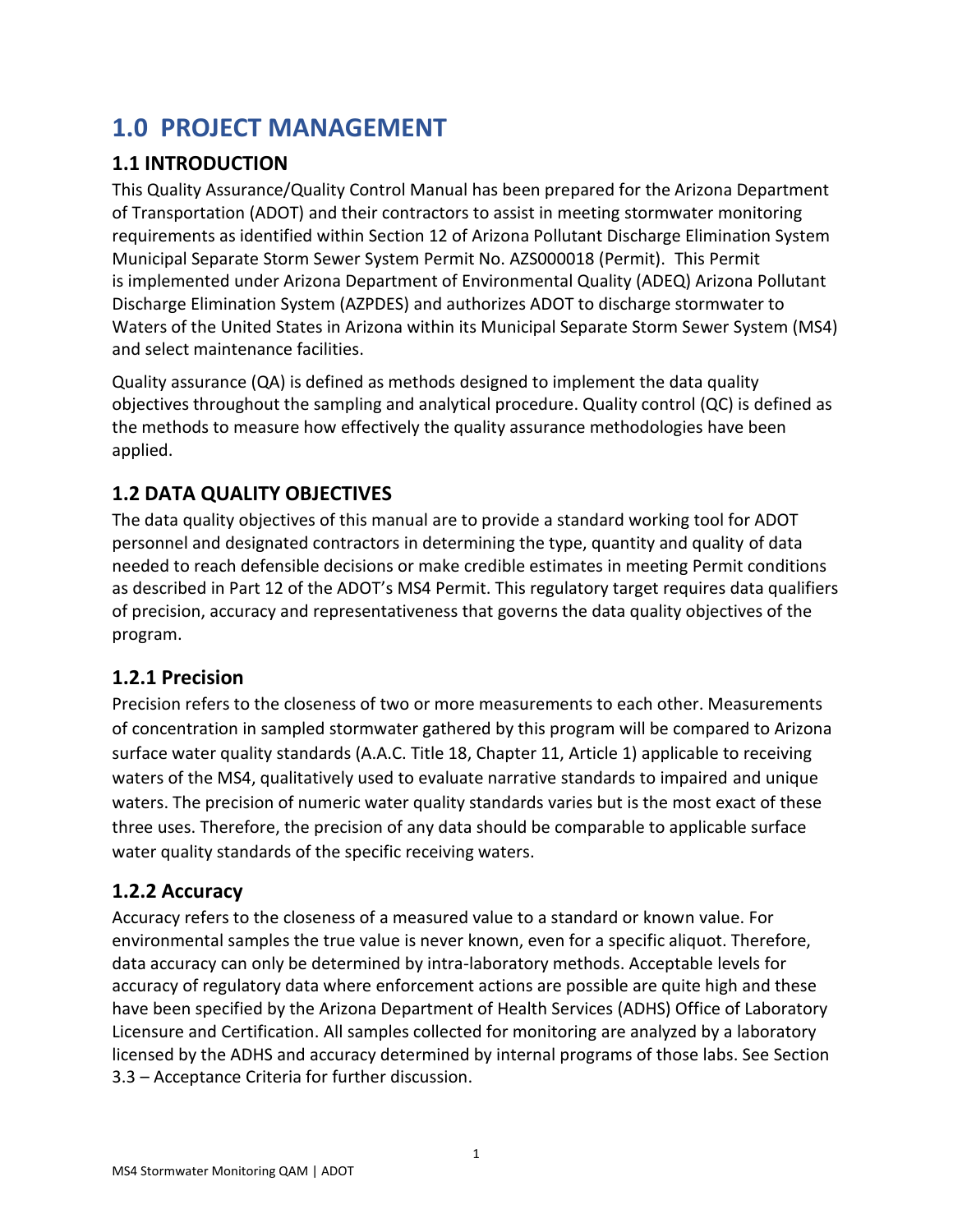# 1.0 PROJECT MANAGEMENT

## 1.1 INTRODUCTION

This Quality Assurance/Quality Control Manual has been prepared for the Arizona Department of Transportation (ADOT) and their contractors to assist in meeting stormwater monitoring requirements as identified within Section 12 of Arizona Pollutant Discharge Elimination System Municipal Separate Storm Sewer System Permit No. AZS000018 (Permit). This Permit is implemented under Arizona Department of Environmental Quality (ADEQ) Arizona Pollutant Discharge Elimination System (AZPDES) and authorizes ADOT to discharge stormwater to Waters of the United States in Arizona within its Municipal Separate Storm Sewer System (MS4) and select maintenance facilities.

Quality assurance (QA) is defined as methods designed to implement the data quality objectives throughout the sampling and analytical procedure. Quality control (QC) is defined as the methods to measure how effectively the quality assurance methodologies have been applied.

## 1.2 DATA QUALITY OBJECTIVES

The data quality objectives of this manual are to provide a standard working tool for ADOT personnel and designated contractors in determining the type, quantity and quality of data needed to reach defensible decisions or make credible estimates in meeting Permit conditions as described in Part 12 of the ADOT's MS4 Permit. This regulatory target requires data qualifiers of precision, accuracy and representativeness that governs the data quality objectives of the program.

### 1.2.1 Precision

Precision refers to the closeness of two or more measurements to each other. Measurements of concentration in sampled stormwater gathered by this program will be compared to Arizona surface water quality standards (A.A.C. Title 18, Chapter 11, Article 1) applicable to receiving waters of the MS4, qualitatively used to evaluate narrative standards to impaired and unique waters. The precision of numeric water quality standards varies but is the most exact of these three uses. Therefore, the precision of any data should be comparable to applicable surface water quality standards of the specific receiving waters.

### 1.2.2 Accuracy

Accuracy refers to the closeness of a measured value to a standard or known value. For environmental samples the true value is never known, even for a specific aliquot. Therefore, data accuracy can only be determined by intra-laboratory methods. Acceptable levels for accuracy of regulatory data where enforcement actions are possible are quite high and these have been specified by the Arizona Department of Health Services (ADHS) Office of Laboratory Licensure and Certification. All samples collected for monitoring are analyzed by a laboratory licensed by the ADHS and accuracy determined by internal programs of those labs. See Section 3.3 – Acceptance Criteria for further discussion.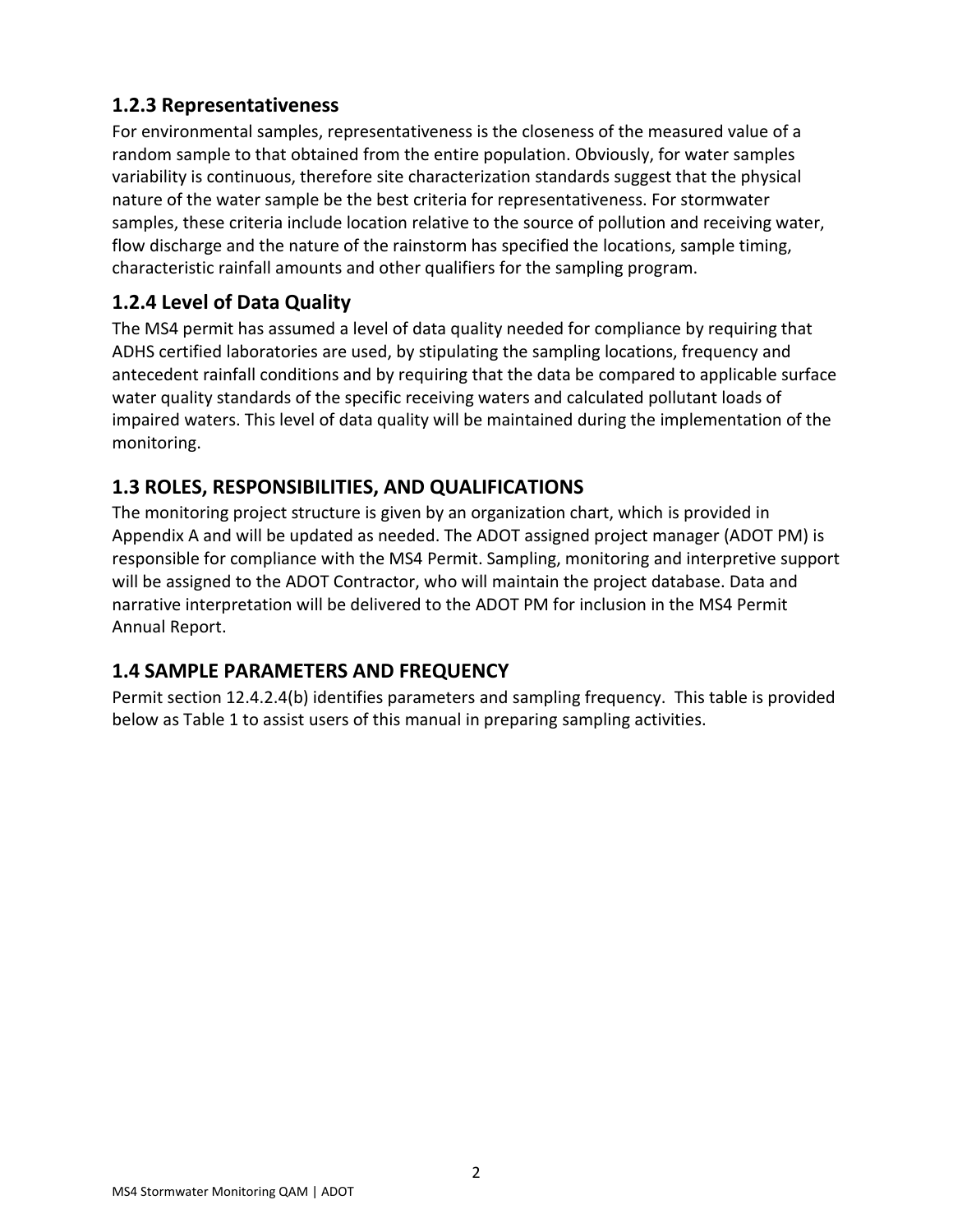### 1.2.3 Representativeness

For environmental samples, representativeness is the closeness of the measured value of a random sample to that obtained from the entire population. Obviously, for water samples variability is continuous, therefore site characterization standards suggest that the physical nature of the water sample be the best criteria for representativeness. For stormwater samples, these criteria include location relative to the source of pollution and receiving water, flow discharge and the nature of the rainstorm has specified the locations, sample timing, characteristic rainfall amounts and other qualifiers for the sampling program.

### 1.2.4 Level of Data Quality

The MS4 permit has assumed a level of data quality needed for compliance by requiring that ADHS certified laboratories are used, by stipulating the sampling locations, frequency and antecedent rainfall conditions and by requiring that the data be compared to applicable surface water quality standards of the specific receiving waters and calculated pollutant loads of impaired waters. This level of data quality will be maintained during the implementation of the monitoring.

## 1.3 ROLES, RESPONSIBILITIES, AND QUALIFICATIONS

The monitoring project structure is given by an organization chart, which is provided in Appendix A and will be updated as needed. The ADOT assigned project manager (ADOT PM) is responsible for compliance with the MS4 Permit. Sampling, monitoring and interpretive support will be assigned to the ADOT Contractor, who will maintain the project database. Data and narrative interpretation will be delivered to the ADOT PM for inclusion in the MS4 Permit Annual Report.

## 1.4 SAMPLE PARAMETERS AND FREQUENCY

Permit section 12.4.2.4(b) identifies parameters and sampling frequency. This table is provided below as Table 1 to assist users of this manual in preparing sampling activities.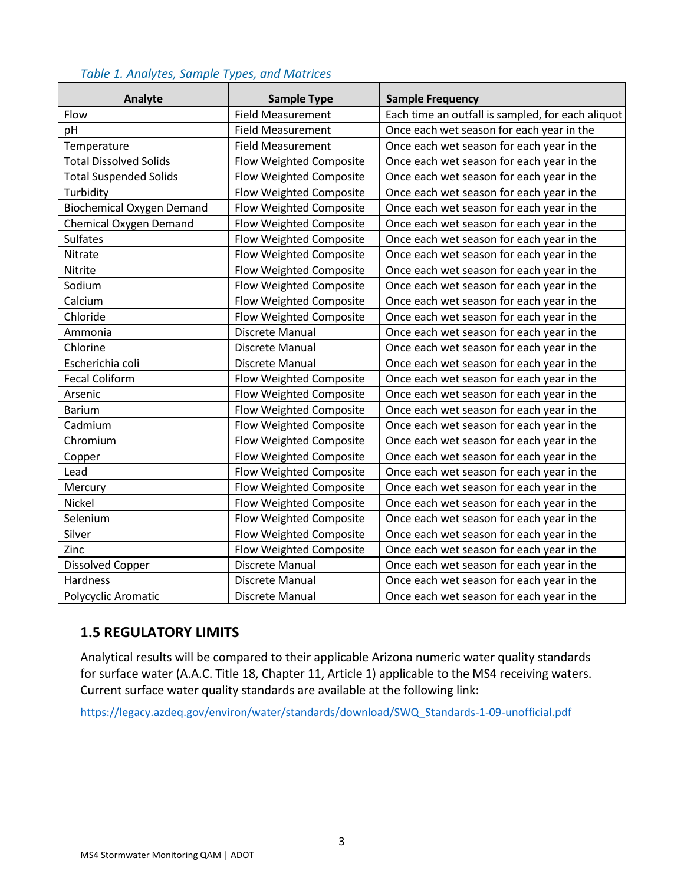*Table 1. Analytes, Sample Types, and Matrices*

| Analyte | Sample Type | Sample Frequency |
|---|---|---|
| Flow | Field Measurement | Each time an outfall is sampled, for each aliquot |
| pH | Field Measurement | Once each wet season for each year in the |
| Temperature | Field Measurement | Once each wet season for each year in the |
| Total Dissolved Solids | Flow Weighted Composite | Once each wet season for each year in the |
| Total Suspended Solids | Flow Weighted Composite | Once each wet season for each year in the |
| Turbidity | Flow Weighted Composite | Once each wet season for each year in the |
| Biochemical Oxygen Demand | Flow Weighted Composite | Once each wet season for each year in the |
| Chemical Oxygen Demand | Flow Weighted Composite | Once each wet season for each year in the |
| Sulfates | Flow Weighted Composite | Once each wet season for each year in the |
| Nitrate | Flow Weighted Composite | Once each wet season for each year in the |
| Nitrite | Flow Weighted Composite | Once each wet season for each year in the |
| Sodium | Flow Weighted Composite | Once each wet season for each year in the |
| Calcium | Flow Weighted Composite | Once each wet season for each year in the |
| Chloride | Flow Weighted Composite | Once each wet season for each year in the |
| Ammonia | Discrete Manual | Once each wet season for each year in the |
| Chlorine | Discrete Manual | Once each wet season for each year in the |
| Escherichia coli | Discrete Manual | Once each wet season for each year in the |
| Fecal Coliform | Flow Weighted Composite | Once each wet season for each year in the |
| Arsenic | Flow Weighted Composite | Once each wet season for each year in the |
| Barium | Flow Weighted Composite | Once each wet season for each year in the |
| Cadmium | Flow Weighted Composite | Once each wet season for each year in the |
| Chromium | Flow Weighted Composite | Once each wet season for each year in the |
| Copper | Flow Weighted Composite | Once each wet season for each year in the |
| Lead | Flow Weighted Composite | Once each wet season for each year in the |
| Mercury | Flow Weighted Composite | Once each wet season for each year in the |
| Nickel | Flow Weighted Composite | Once each wet season for each year in the |
| Selenium | Flow Weighted Composite | Once each wet season for each year in the |
| Silver | Flow Weighted Composite | Once each wet season for each year in the |
| Zinc | Flow Weighted Composite | Once each wet season for each year in the |
| Dissolved Copper | Discrete Manual | Once each wet season for each year in the |
| Hardness | Discrete Manual | Once each wet season for each year in the |
| Polycyclic Aromatic | Discrete Manual | Once each wet season for each year in the |

## 1.5 REGULATORY LIMITS

Analytical results will be compared to their applicable Arizona numeric water quality standards for surface water (A.A.C. Title 18, Chapter 11, Article 1) applicable to the MS4 receiving waters. Current surface water quality standards are available at the following link:

https://legacy.azdeq.gov/environ/water/standards/download/SWQ_Standards-1-09-unofficial.pdf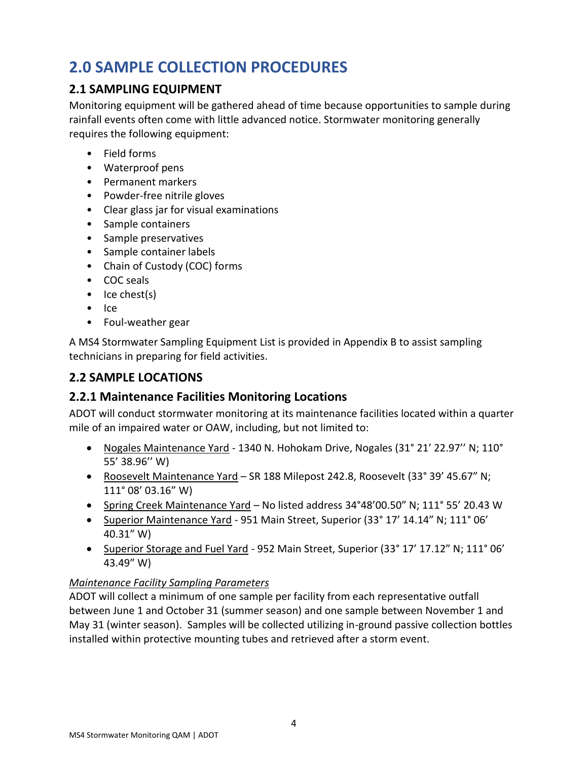# 2.0 SAMPLE COLLECTION PROCEDURES

## 2.1 SAMPLING EQUIPMENT

Monitoring equipment will be gathered ahead of time because opportunities to sample during rainfall events often come with little advanced notice. Stormwater monitoring generally requires the following equipment:

- Field forms
- Waterproof pens
- Permanent markers
- Powder-free nitrile gloves
- Clear glass jar for visual examinations
- Sample containers
- Sample preservatives
- Sample container labels
- Chain of Custody (COC) forms
- COC seals
- Ice chest(s)
- Ice
- Foul-weather gear

A MS4 Stormwater Sampling Equipment List is provided in Appendix B to assist sampling technicians in preparing for field activities.

## 2.2 SAMPLE LOCATIONS

### 2.2.1 Maintenance Facilities Monitoring Locations

ADOT will conduct stormwater monitoring at its maintenance facilities located within a quarter mile of an impaired water or OAW, including, but not limited to:

- Nogales Maintenance Yard - 1340 N. Hohokam Drive, Nogales (31° 21' 22.97'' N; 110° 55' 38.96'' W)
- Roosevelt Maintenance Yard – SR 188 Milepost 242.8, Roosevelt (33° 39' 45.67" N; 111° 08' 03.16" W)
- Spring Creek Maintenance Yard – No listed address 34°48'00.50" N; 111° 55' 20.43 W
- Superior Maintenance Yard - 951 Main Street, Superior (33° 17' 14.14" N; 111° 06' 40.31" W)
- Superior Storage and Fuel Yard - 952 Main Street, Superior (33° 17' 17.12" N; 111° 06' 43.49" W)

*Maintenance Facility Sampling Parameters*

ADOT will collect a minimum of one sample per facility from each representative outfall between June 1 and October 31 (summer season) and one sample between November 1 and May 31 (winter season). Samples will be collected utilizing in-ground passive collection bottles installed within protective mounting tubes and retrieved after a storm event.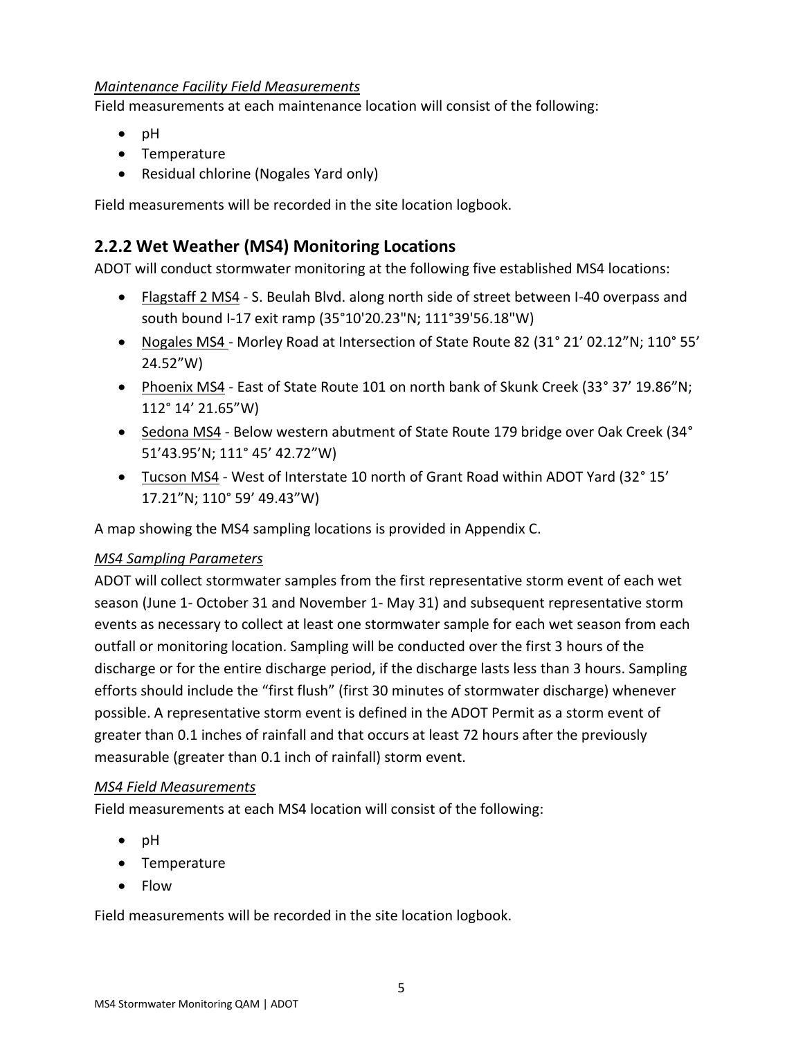*Maintenance Facility Field Measurements*

Field measurements at each maintenance location will consist of the following:

- pH
- Temperature
- Residual chlorine (Nogales Yard only)

Field measurements will be recorded in the site location logbook.

## 2.2.2 Wet Weather (MS4) Monitoring Locations

ADOT will conduct stormwater monitoring at the following five established MS4 locations:

- Flagstaff 2 MS4 - S. Beulah Blvd. along north side of street between I-40 overpass and south bound I-17 exit ramp (35°10'20.23"N; 111°39'56.18"W)
- Nogales MS4 - Morley Road at Intersection of State Route 82 (31° 21' 02.12"N; 110° 55' 24.52"W)
- Phoenix MS4 - East of State Route 101 on north bank of Skunk Creek (33° 37' 19.86"N; 112° 14' 21.65"W)
- Sedona MS4 - Below western abutment of State Route 179 bridge over Oak Creek (34° 51'43.95'N; 111° 45' 42.72"W)
- Tucson MS4 - West of Interstate 10 north of Grant Road within ADOT Yard (32° 15' 17.21"N; 110° 59' 49.43"W)

A map showing the MS4 sampling locations is provided in Appendix C.

*MS4 Sampling Parameters*

ADOT will collect stormwater samples from the first representative storm event of each wet season (June 1- October 31 and November 1- May 31) and subsequent representative storm events as necessary to collect at least one stormwater sample for each wet season from each outfall or monitoring location. Sampling will be conducted over the first 3 hours of the discharge or for the entire discharge period, if the discharge lasts less than 3 hours. Sampling efforts should include the "first flush" (first 30 minutes of stormwater discharge) whenever possible. A representative storm event is defined in the ADOT Permit as a storm event of greater than 0.1 inches of rainfall and that occurs at least 72 hours after the previously measurable (greater than 0.1 inch of rainfall) storm event.

*MS4 Field Measurements*

Field measurements at each MS4 location will consist of the following:

- pH
- Temperature
- Flow

Field measurements will be recorded in the site location logbook.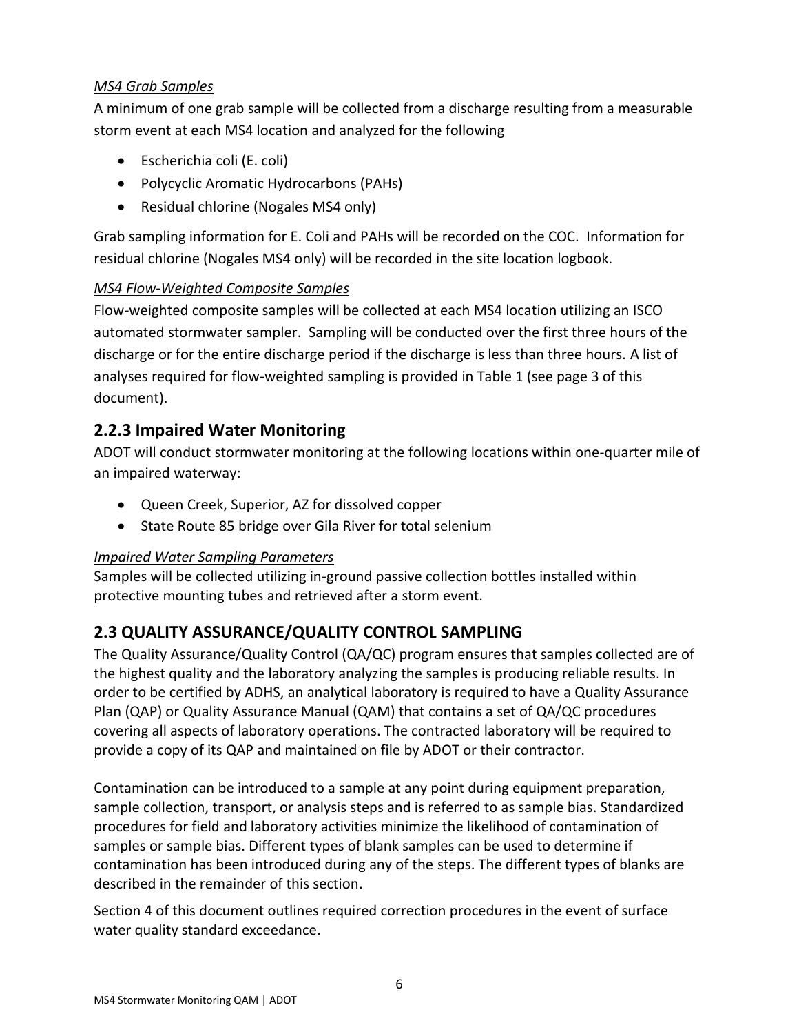*MS4 Grab Samples*

A minimum of one grab sample will be collected from a discharge resulting from a measurable storm event at each MS4 location and analyzed for the following

- Escherichia coli (E. coli)
- Polycyclic Aromatic Hydrocarbons (PAHs)
- Residual chlorine (Nogales MS4 only)

Grab sampling information for E. Coli and PAHs will be recorded on the COC. Information for residual chlorine (Nogales MS4 only) will be recorded in the site location logbook.

*MS4 Flow-Weighted Composite Samples*

Flow-weighted composite samples will be collected at each MS4 location utilizing an ISCO automated stormwater sampler. Sampling will be conducted over the first three hours of the discharge or for the entire discharge period if the discharge is less than three hours. A list of analyses required for flow-weighted sampling is provided in Table 1 (see page 3 of this document).

### 2.2.3 Impaired Water Monitoring

ADOT will conduct stormwater monitoring at the following locations within one-quarter mile of an impaired waterway:

- Queen Creek, Superior, AZ for dissolved copper
- State Route 85 bridge over Gila River for total selenium

*Impaired Water Sampling Parameters*

Samples will be collected utilizing in-ground passive collection bottles installed within protective mounting tubes and retrieved after a storm event.

## 2.3 QUALITY ASSURANCE/QUALITY CONTROL SAMPLING

The Quality Assurance/Quality Control (QA/QC) program ensures that samples collected are of the highest quality and the laboratory analyzing the samples is producing reliable results. In order to be certified by ADHS, an analytical laboratory is required to have a Quality Assurance Plan (QAP) or Quality Assurance Manual (QAM) that contains a set of QA/QC procedures covering all aspects of laboratory operations. The contracted laboratory will be required to provide a copy of its QAP and maintained on file by ADOT or their contractor.

Contamination can be introduced to a sample at any point during equipment preparation, sample collection, transport, or analysis steps and is referred to as sample bias. Standardized procedures for field and laboratory activities minimize the likelihood of contamination of samples or sample bias. Different types of blank samples can be used to determine if contamination has been introduced during any of the steps. The different types of blanks are described in the remainder of this section.

Section 4 of this document outlines required correction procedures in the event of surface water quality standard exceedance.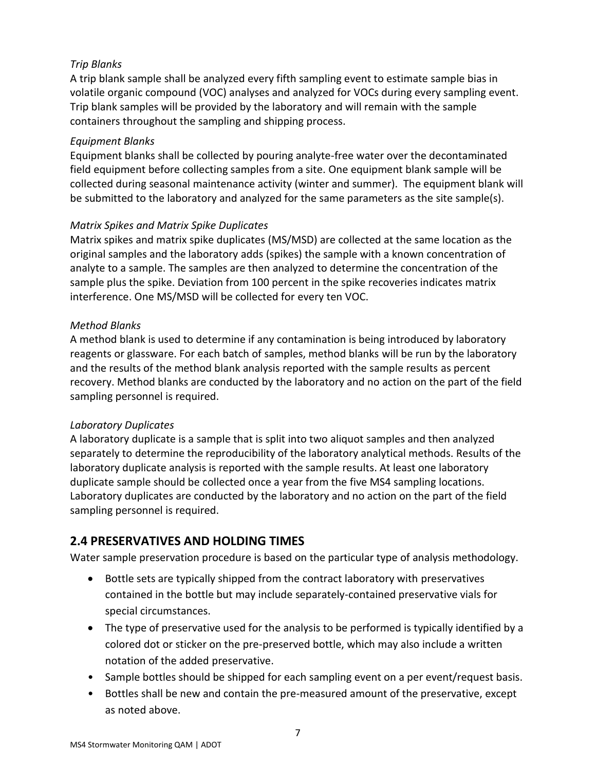*Trip Blanks*
A trip blank sample shall be analyzed every fifth sampling event to estimate sample bias in volatile organic compound (VOC) analyses and analyzed for VOCs during every sampling event. Trip blank samples will be provided by the laboratory and will remain with the sample containers throughout the sampling and shipping process.

*Equipment Blanks*
Equipment blanks shall be collected by pouring analyte-free water over the decontaminated field equipment before collecting samples from a site. One equipment blank sample will be collected during seasonal maintenance activity (winter and summer). The equipment blank will be submitted to the laboratory and analyzed for the same parameters as the site sample(s).

*Matrix Spikes and Matrix Spike Duplicates*
Matrix spikes and matrix spike duplicates (MS/MSD) are collected at the same location as the original samples and the laboratory adds (spikes) the sample with a known concentration of analyte to a sample. The samples are then analyzed to determine the concentration of the sample plus the spike. Deviation from 100 percent in the spike recoveries indicates matrix interference. One MS/MSD will be collected for every ten VOC.

*Method Blanks*
A method blank is used to determine if any contamination is being introduced by laboratory reagents or glassware. For each batch of samples, method blanks will be run by the laboratory and the results of the method blank analysis reported with the sample results as percent recovery. Method blanks are conducted by the laboratory and no action on the part of the field sampling personnel is required.

*Laboratory Duplicates*
A laboratory duplicate is a sample that is split into two aliquot samples and then analyzed separately to determine the reproducibility of the laboratory analytical methods. Results of the laboratory duplicate analysis is reported with the sample results. At least one laboratory duplicate sample should be collected once a year from the five MS4 sampling locations. Laboratory duplicates are conducted by the laboratory and no action on the part of the field sampling personnel is required.

## 2.4 PRESERVATIVES AND HOLDING TIMES

Water sample preservation procedure is based on the particular type of analysis methodology.

- Bottle sets are typically shipped from the contract laboratory with preservatives contained in the bottle but may include separately-contained preservative vials for special circumstances.
- The type of preservative used for the analysis to be performed is typically identified by a colored dot or sticker on the pre-preserved bottle, which may also include a written notation of the added preservative.
- Sample bottles should be shipped for each sampling event on a per event/request basis.
- Bottles shall be new and contain the pre-measured amount of the preservative, except as noted above.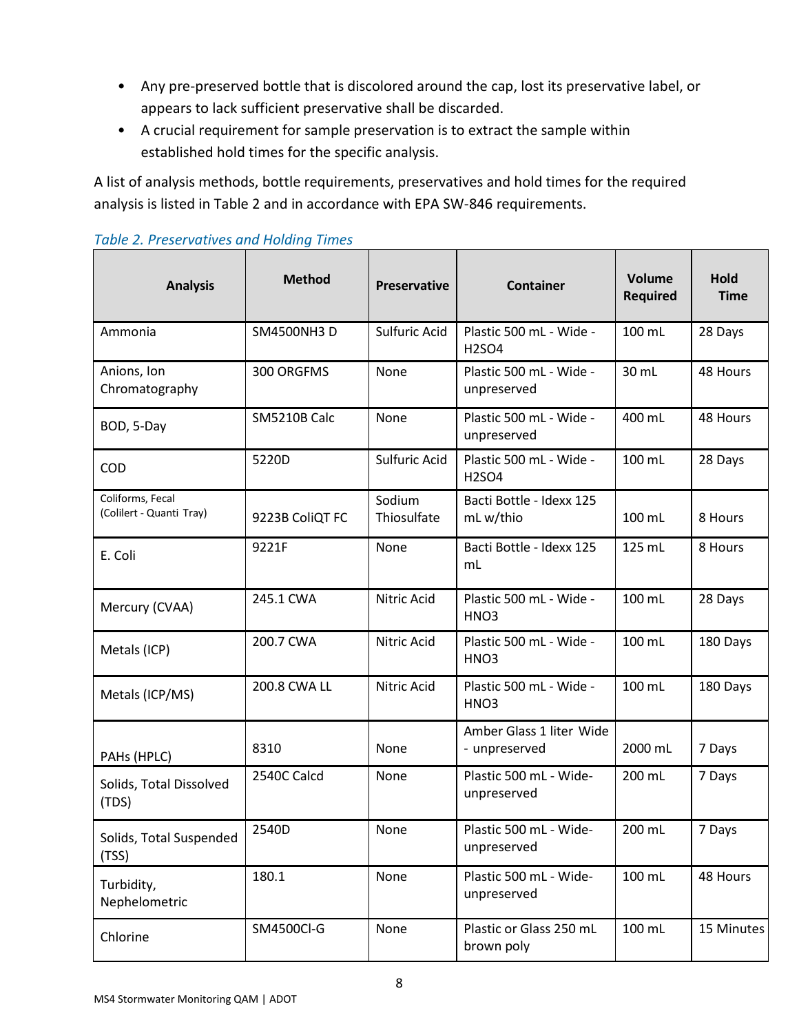- Any pre-preserved bottle that is discolored around the cap, lost its preservative label, or appears to lack sufficient preservative shall be discarded.
- A crucial requirement for sample preservation is to extract the sample within established hold times for the specific analysis.

A list of analysis methods, bottle requirements, preservatives and hold times for the required analysis is listed in Table 2 and in accordance with EPA SW-846 requirements.

*Table 2. Preservatives and Holding Times*

| Analysis | Method | Preservative | Container | Volume Required | Hold Time |
|---|---|---|---|---|---|
| Ammonia | SM4500NH3 D | Sulfuric Acid | Plastic 500 mL - Wide - H2SO4 | 100 mL | 28 Days |
| Anions, Ion Chromatography | 300 ORGFMS | None | Plastic 500 mL - Wide - unpreserved | 30 mL | 48 Hours |
| BOD, 5-Day | SM5210B Calc | None | Plastic 500 mL - Wide - unpreserved | 400 mL | 48 Hours |
| COD | 5220D | Sulfuric Acid | Plastic 500 mL - Wide - H2SO4 | 100 mL | 28 Days |
| Coliforms, Fecal (Colilert - Quanti Tray) | 9223B ColiQT FC | Sodium Thiosulfate | Bacti Bottle - Idexx 125 mL w/thio | 100 mL | 8 Hours |
| E. Coli | 9221F | None | Bacti Bottle - Idexx 125 mL | 125 mL | 8 Hours |
| Mercury (CVAA) | 245.1 CWA | Nitric Acid | Plastic 500 mL - Wide - HNO3 | 100 mL | 28 Days |
| Metals (ICP) | 200.7 CWA | Nitric Acid | Plastic 500 mL - Wide - HNO3 | 100 mL | 180 Days |
| Metals (ICP/MS) | 200.8 CWA LL | Nitric Acid | Plastic 500 mL - Wide - HNO3 | 100 mL | 180 Days |
| PAHs (HPLC) | 8310 | None | Amber Glass 1 liter Wide - unpreserved | 2000 mL | 7 Days |
| Solids, Total Dissolved (TDS) | 2540C Calcd | None | Plastic 500 mL - Wide- unpreserved | 200 mL | 7 Days |
| Solids, Total Suspended (TSS) | 2540D | None | Plastic 500 mL - Wide- unpreserved | 200 mL | 7 Days |
| Turbidity, Nephelometric | 180.1 | None | Plastic 500 mL - Wide- unpreserved | 100 mL | 48 Hours |
| Chlorine | SM4500Cl-G | None | Plastic or Glass 250 mL brown poly | 100 mL | 15 Minutes |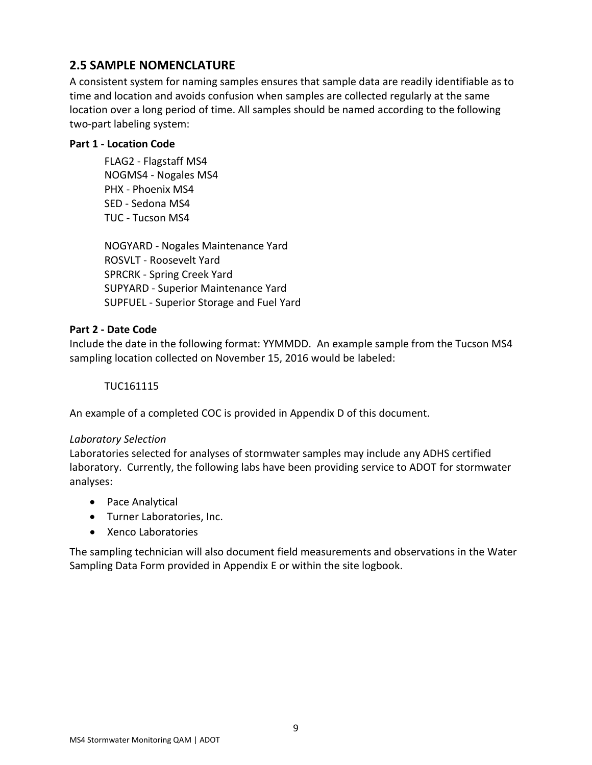## 2.5 SAMPLE NOMENCLATURE

A consistent system for naming samples ensures that sample data are readily identifiable as to time and location and avoids confusion when samples are collected regularly at the same location over a long period of time. All samples should be named according to the following two-part labeling system:

**Part 1 - Location Code**

FLAG2 - Flagstaff MS4
NOGMS4 - Nogales MS4
PHX - Phoenix MS4
SED - Sedona MS4
TUC - Tucson MS4

NOGYARD - Nogales Maintenance Yard
ROSVLT - Roosevelt Yard
SPRCRK - Spring Creek Yard
SUPYARD - Superior Maintenance Yard
SUPFUEL - Superior Storage and Fuel Yard

**Part 2 - Date Code**

Include the date in the following format: YYMMDD. An example sample from the Tucson MS4 sampling location collected on November 15, 2016 would be labeled:

TUC161115

An example of a completed COC is provided in Appendix D of this document.

*Laboratory Selection*

Laboratories selected for analyses of stormwater samples may include any ADHS certified laboratory. Currently, the following labs have been providing service to ADOT for stormwater analyses:

- Pace Analytical
- Turner Laboratories, Inc.
- Xenco Laboratories

The sampling technician will also document field measurements and observations in the Water Sampling Data Form provided in Appendix E or within the site logbook.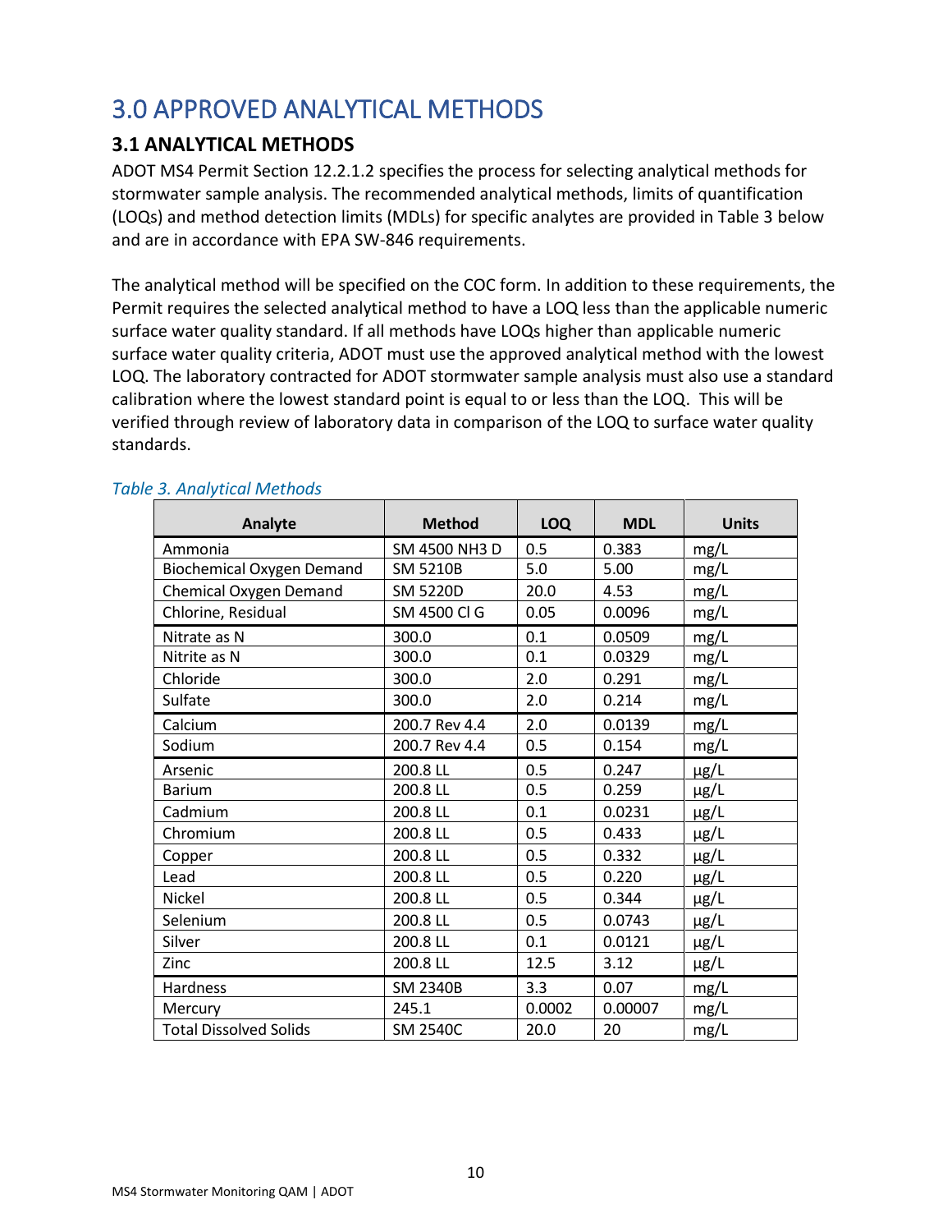# 3.0 APPROVED ANALYTICAL METHODS

## 3.1 ANALYTICAL METHODS

ADOT MS4 Permit Section 12.2.1.2 specifies the process for selecting analytical methods for stormwater sample analysis. The recommended analytical methods, limits of quantification (LOQs) and method detection limits (MDLs) for specific analytes are provided in Table 3 below and are in accordance with EPA SW-846 requirements.

The analytical method will be specified on the COC form. In addition to these requirements, the Permit requires the selected analytical method to have a LOQ less than the applicable numeric surface water quality standard. If all methods have LOQs higher than applicable numeric surface water quality criteria, ADOT must use the approved analytical method with the lowest LOQ. The laboratory contracted for ADOT stormwater sample analysis must also use a standard calibration where the lowest standard point is equal to or less than the LOQ. This will be verified through review of laboratory data in comparison of the LOQ to surface water quality standards.

*Table 3. Analytical Methods*

| Analyte | Method | LOQ | MDL | Units |
|---|---|---|---|---|
| Ammonia | SM 4500 NH3 D | 0.5 | 0.383 | mg/L |
| Biochemical Oxygen Demand | SM 5210B | 5.0 | 5.00 | mg/L |
| Chemical Oxygen Demand | SM 5220D | 20.0 | 4.53 | mg/L |
| Chlorine, Residual | SM 4500 Cl G | 0.05 | 0.0096 | mg/L |
| Nitrate as N | 300.0 | 0.1 | 0.0509 | mg/L |
| Nitrite as N | 300.0 | 0.1 | 0.0329 | mg/L |
| Chloride | 300.0 | 2.0 | 0.291 | mg/L |
| Sulfate | 300.0 | 2.0 | 0.214 | mg/L |
| Calcium | 200.7 Rev 4.4 | 2.0 | 0.0139 | mg/L |
| Sodium | 200.7 Rev 4.4 | 0.5 | 0.154 | mg/L |
| Arsenic | 200.8 LL | 0.5 | 0.247 | µg/L |
| Barium | 200.8 LL | 0.5 | 0.259 | µg/L |
| Cadmium | 200.8 LL | 0.1 | 0.0231 | µg/L |
| Chromium | 200.8 LL | 0.5 | 0.433 | µg/L |
| Copper | 200.8 LL | 0.5 | 0.332 | µg/L |
| Lead | 200.8 LL | 0.5 | 0.220 | µg/L |
| Nickel | 200.8 LL | 0.5 | 0.344 | µg/L |
| Selenium | 200.8 LL | 0.5 | 0.0743 | µg/L |
| Silver | 200.8 LL | 0.1 | 0.0121 | µg/L |
| Zinc | 200.8 LL | 12.5 | 3.12 | µg/L |
| Hardness | SM 2340B | 3.3 | 0.07 | mg/L |
| Mercury | 245.1 | 0.0002 | 0.00007 | mg/L |
| Total Dissolved Solids | SM 2540C | 20.0 | 20 | mg/L |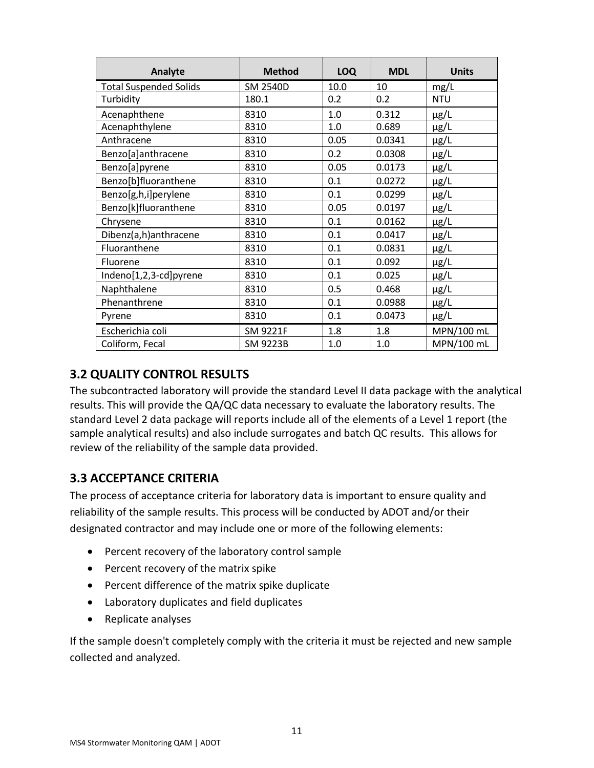| Analyte | Method | LOQ | MDL | Units |
|---|---|---|---|---|
| Total Suspended Solids | SM 2540D | 10.0 | 10 | mg/L |
| Turbidity | 180.1 | 0.2 | 0.2 | NTU |
| Acenaphthene | 8310 | 1.0 | 0.312 | µg/L |
| Acenaphthylene | 8310 | 1.0 | 0.689 | µg/L |
| Anthracene | 8310 | 0.05 | 0.0341 | µg/L |
| Benzo[a]anthracene | 8310 | 0.2 | 0.0308 | µg/L |
| Benzo[a]pyrene | 8310 | 0.05 | 0.0173 | µg/L |
| Benzo[b]fluoranthene | 8310 | 0.1 | 0.0272 | µg/L |
| Benzo[g,h,i]perylene | 8310 | 0.1 | 0.0299 | µg/L |
| Benzo[k]fluoranthene | 8310 | 0.05 | 0.0197 | µg/L |
| Chrysene | 8310 | 0.1 | 0.0162 | µg/L |
| Dibenz(a,h)anthracene | 8310 | 0.1 | 0.0417 | µg/L |
| Fluoranthene | 8310 | 0.1 | 0.0831 | µg/L |
| Fluorene | 8310 | 0.1 | 0.092 | µg/L |
| Indeno[1,2,3-cd]pyrene | 8310 | 0.1 | 0.025 | µg/L |
| Naphthalene | 8310 | 0.5 | 0.468 | µg/L |
| Phenanthrene | 8310 | 0.1 | 0.0988 | µg/L |
| Pyrene | 8310 | 0.1 | 0.0473 | µg/L |
| Escherichia coli | SM 9221F | 1.8 | 1.8 | MPN/100 mL |
| Coliform, Fecal | SM 9223B | 1.0 | 1.0 | MPN/100 mL |

## 3.2 QUALITY CONTROL RESULTS

The subcontracted laboratory will provide the standard Level II data package with the analytical results. This will provide the QA/QC data necessary to evaluate the laboratory results. The standard Level 2 data package will reports include all of the elements of a Level 1 report (the sample analytical results) and also include surrogates and batch QC results. This allows for review of the reliability of the sample data provided.

## 3.3 ACCEPTANCE CRITERIA

The process of acceptance criteria for laboratory data is important to ensure quality and reliability of the sample results. This process will be conducted by ADOT and/or their designated contractor and may include one or more of the following elements:

- Percent recovery of the laboratory control sample
- Percent recovery of the matrix spike
- Percent difference of the matrix spike duplicate
- Laboratory duplicates and field duplicates
- Replicate analyses

If the sample doesn't completely comply with the criteria it must be rejected and new sample collected and analyzed.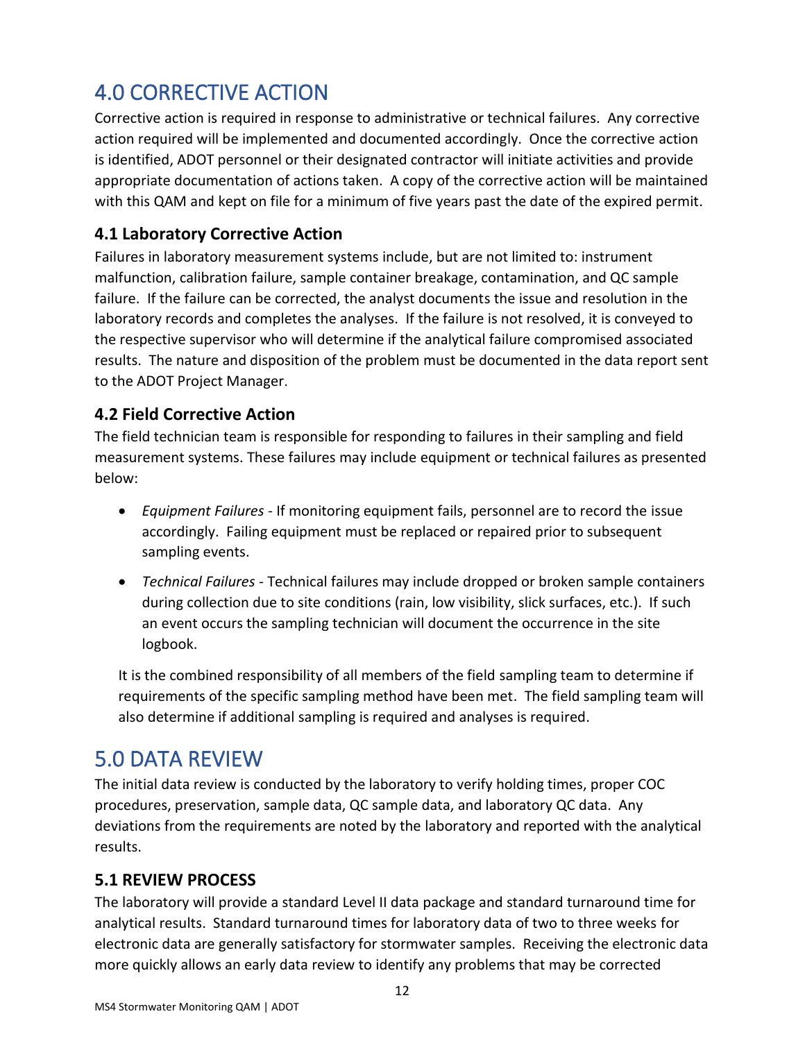# 4.0 CORRECTIVE ACTION

Corrective action is required in response to administrative or technical failures. Any corrective action required will be implemented and documented accordingly. Once the corrective action is identified, ADOT personnel or their designated contractor will initiate activities and provide appropriate documentation of actions taken. A copy of the corrective action will be maintained with this QAM and kept on file for a minimum of five years past the date of the expired permit.

## 4.1 Laboratory Corrective Action

Failures in laboratory measurement systems include, but are not limited to: instrument malfunction, calibration failure, sample container breakage, contamination, and QC sample failure. If the failure can be corrected, the analyst documents the issue and resolution in the laboratory records and completes the analyses. If the failure is not resolved, it is conveyed to the respective supervisor who will determine if the analytical failure compromised associated results. The nature and disposition of the problem must be documented in the data report sent to the ADOT Project Manager.

## 4.2 Field Corrective Action

The field technician team is responsible for responding to failures in their sampling and field measurement systems. These failures may include equipment or technical failures as presented below:

- *Equipment Failures* - If monitoring equipment fails, personnel are to record the issue accordingly. Failing equipment must be replaced or repaired prior to subsequent sampling events.
- *Technical Failures* - Technical failures may include dropped or broken sample containers during collection due to site conditions (rain, low visibility, slick surfaces, etc.). If such an event occurs the sampling technician will document the occurrence in the site logbook.

It is the combined responsibility of all members of the field sampling team to determine if requirements of the specific sampling method have been met. The field sampling team will also determine if additional sampling is required and analyses is required.

# 5.0 DATA REVIEW

The initial data review is conducted by the laboratory to verify holding times, proper COC procedures, preservation, sample data, QC sample data, and laboratory QC data. Any deviations from the requirements are noted by the laboratory and reported with the analytical results.

## 5.1 REVIEW PROCESS

The laboratory will provide a standard Level II data package and standard turnaround time for analytical results. Standard turnaround times for laboratory data of two to three weeks for electronic data are generally satisfactory for stormwater samples. Receiving the electronic data more quickly allows an early data review to identify any problems that may be corrected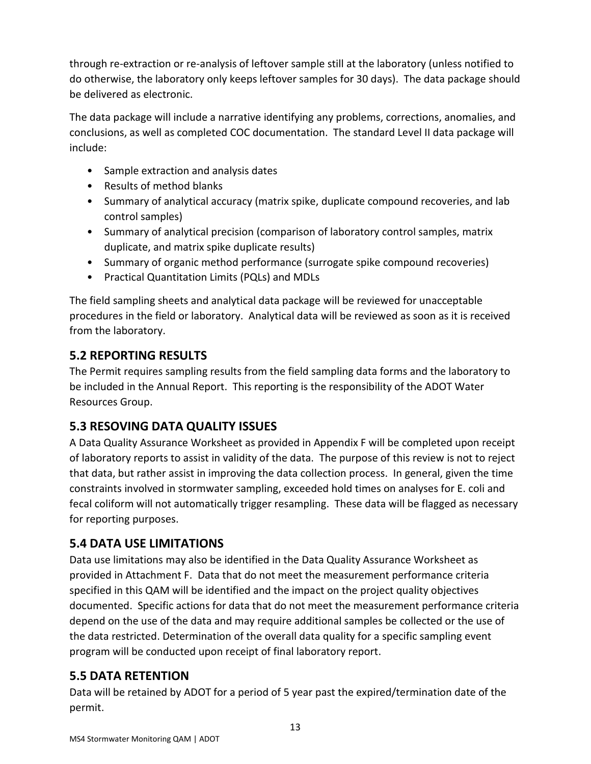through re-extraction or re-analysis of leftover sample still at the laboratory (unless notified to do otherwise, the laboratory only keeps leftover samples for 30 days). The data package should be delivered as electronic.

The data package will include a narrative identifying any problems, corrections, anomalies, and conclusions, as well as completed COC documentation. The standard Level II data package will include:

- Sample extraction and analysis dates
- Results of method blanks
- Summary of analytical accuracy (matrix spike, duplicate compound recoveries, and lab control samples)
- Summary of analytical precision (comparison of laboratory control samples, matrix duplicate, and matrix spike duplicate results)
- Summary of organic method performance (surrogate spike compound recoveries)
- Practical Quantitation Limits (PQLs) and MDLs

The field sampling sheets and analytical data package will be reviewed for unacceptable procedures in the field or laboratory. Analytical data will be reviewed as soon as it is received from the laboratory.

## 5.2 REPORTING RESULTS

The Permit requires sampling results from the field sampling data forms and the laboratory to be included in the Annual Report. This reporting is the responsibility of the ADOT Water Resources Group.

## 5.3 RESOVING DATA QUALITY ISSUES

A Data Quality Assurance Worksheet as provided in Appendix F will be completed upon receipt of laboratory reports to assist in validity of the data. The purpose of this review is not to reject that data, but rather assist in improving the data collection process. In general, given the time constraints involved in stormwater sampling, exceeded hold times on analyses for E. coli and fecal coliform will not automatically trigger resampling. These data will be flagged as necessary for reporting purposes.

## 5.4 DATA USE LIMITATIONS

Data use limitations may also be identified in the Data Quality Assurance Worksheet as provided in Attachment F. Data that do not meet the measurement performance criteria specified in this QAM will be identified and the impact on the project quality objectives documented. Specific actions for data that do not meet the measurement performance criteria depend on the use of the data and may require additional samples be collected or the use of the data restricted. Determination of the overall data quality for a specific sampling event program will be conducted upon receipt of final laboratory report.

## 5.5 DATA RETENTION

Data will be retained by ADOT for a period of 5 year past the expired/termination date of the permit.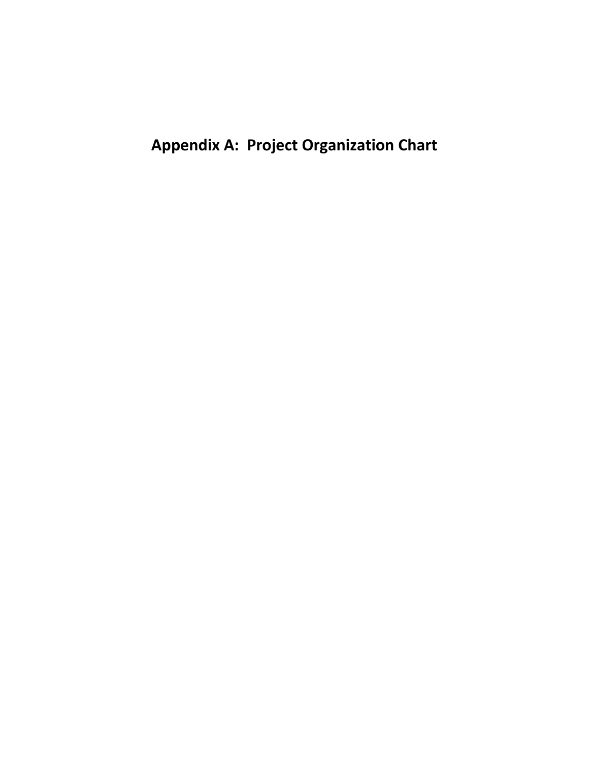# Appendix A: Project Organization Chart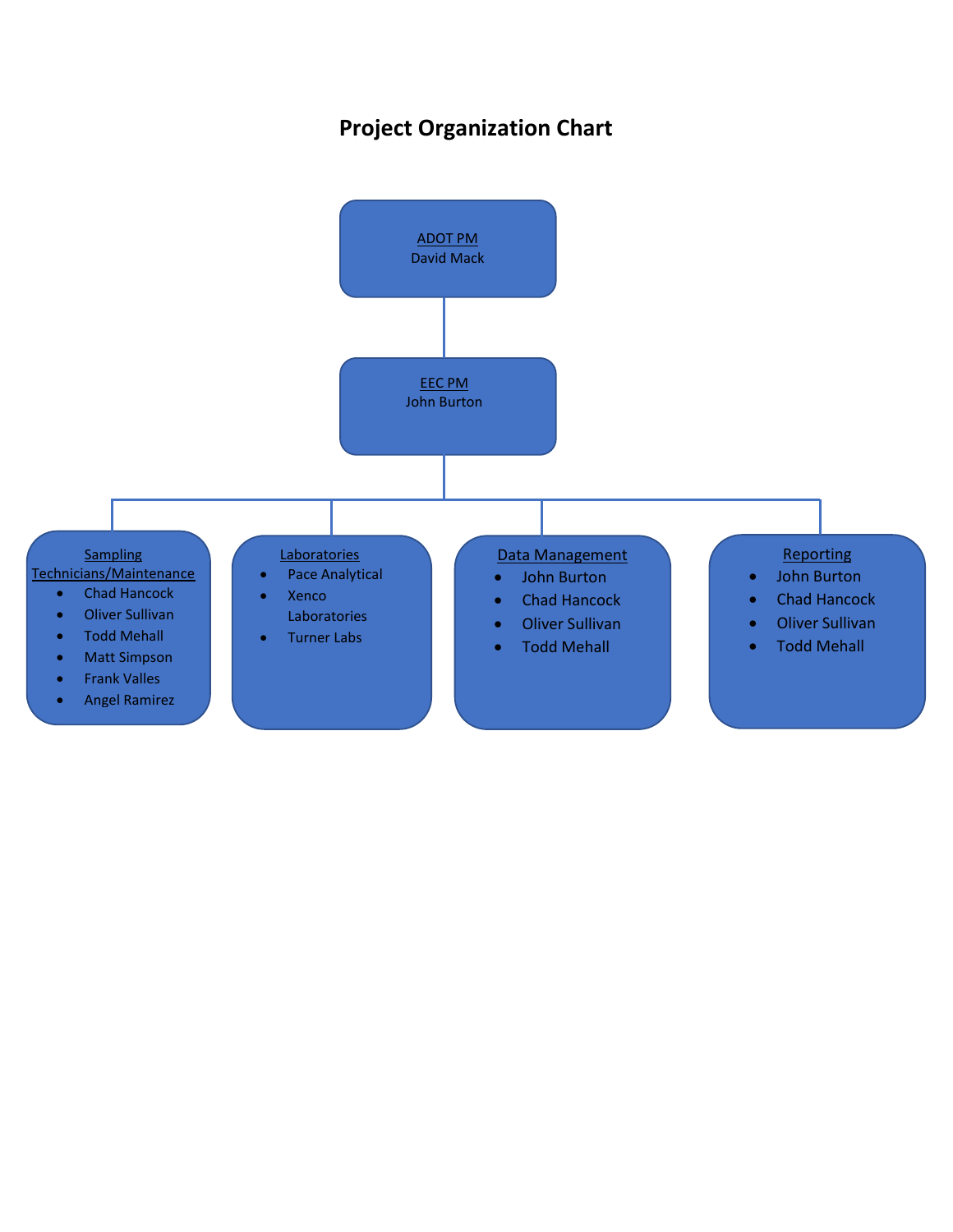# Project Organization Chart

**ADOT PM**
David Mack

**EEC PM**
John Burton

**Sampling Technicians/Maintenance**

- Chad Hancock
- Oliver Sullivan
- Todd Mehall
- Matt Simpson
- Frank Valles
- Angel Ramirez

**Laboratories**

- Pace Analytical
- Xenco Laboratories
- Turner Labs

**Data Management**

- John Burton
- Chad Hancock
- Oliver Sullivan
- Todd Mehall

**Reporting**

- John Burton
- Chad Hancock
- Oliver Sullivan
- Todd Mehall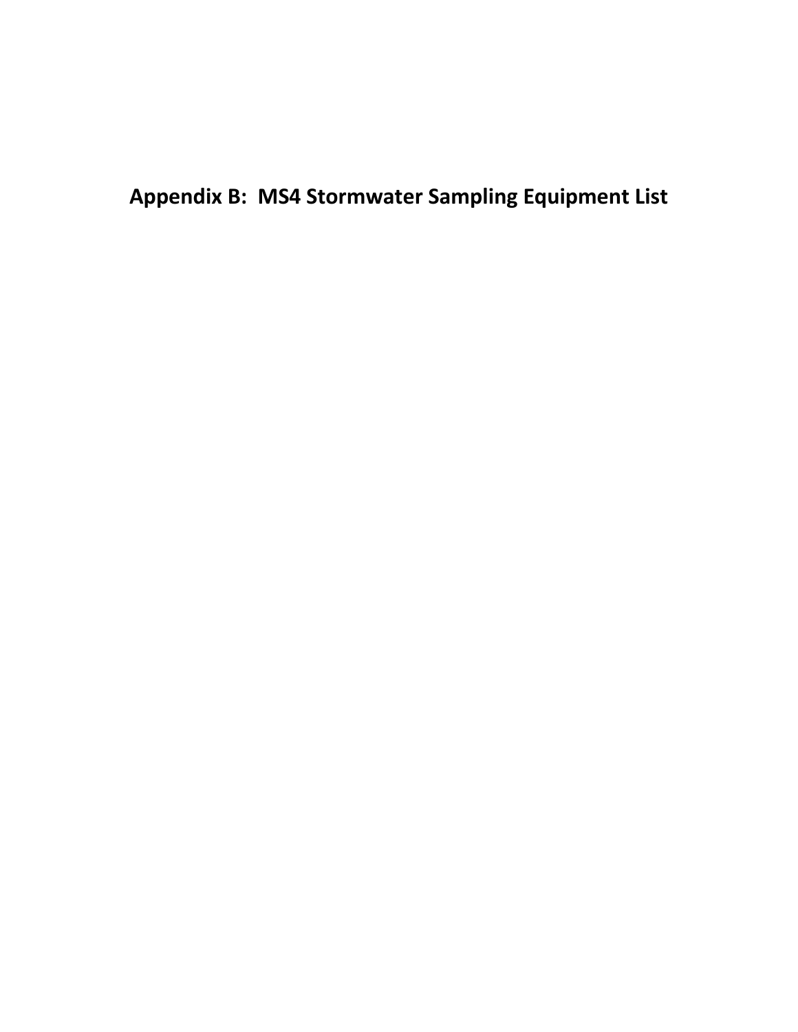# Appendix B: MS4 Stormwater Sampling Equipment List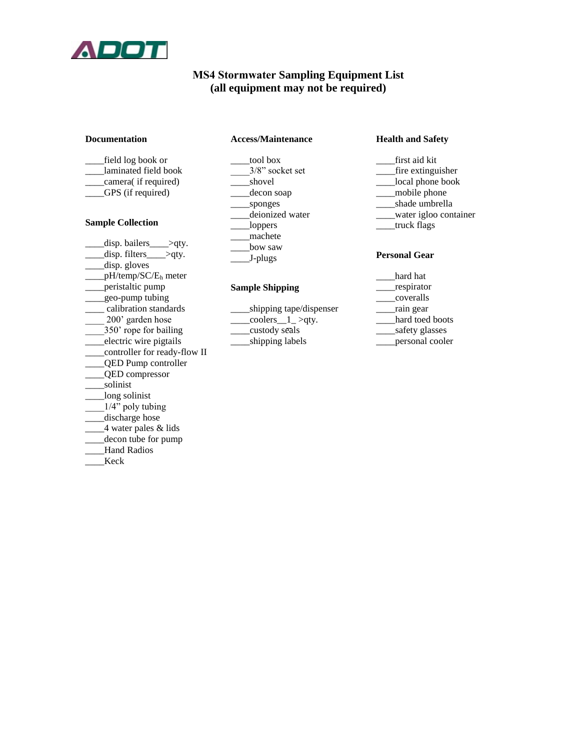ADOT

# MS4 Stormwater Sampling Equipment List
## (all equipment may not be required)

### Documentation

____field log book or
____laminated field book
____camera( if required)
____GPS (if required)

### Sample Collection

____disp. bailers____>qty.
____disp. filters____>qty.
____disp. gloves
____pH/temp/SC/$E_h$ meter
____peristaltic pump
____geo-pump tubing
____ calibration standards
____ 200' garden hose
____350' rope for bailing
____electric wire pigtails
____controller for ready-flow II
____QED Pump controller
____QED compressor
____solinist
____long solinist
____1/4" poly tubing
____discharge hose
____4 water pales & lids
____decon tube for pump
____Hand Radios
____Keck

### Access/Maintenance

____tool box
____3/8" socket set
____shovel
____decon soap
____sponges
____deionized water
____loppers
____machete
____bow saw
____J-plugs

### Sample Shipping

____shipping tape/dispenser
____coolers__1_ >qty.
____custody seals
____shipping labels

### Health and Safety

____first aid kit
____fire extinguisher
____local phone book
____mobile phone
____shade umbrella
____water igloo container
____truck flags

### Personal Gear

____hard hat
____respirator
____coveralls
____rain gear
____hard toed boots
____safety glasses
____personal cooler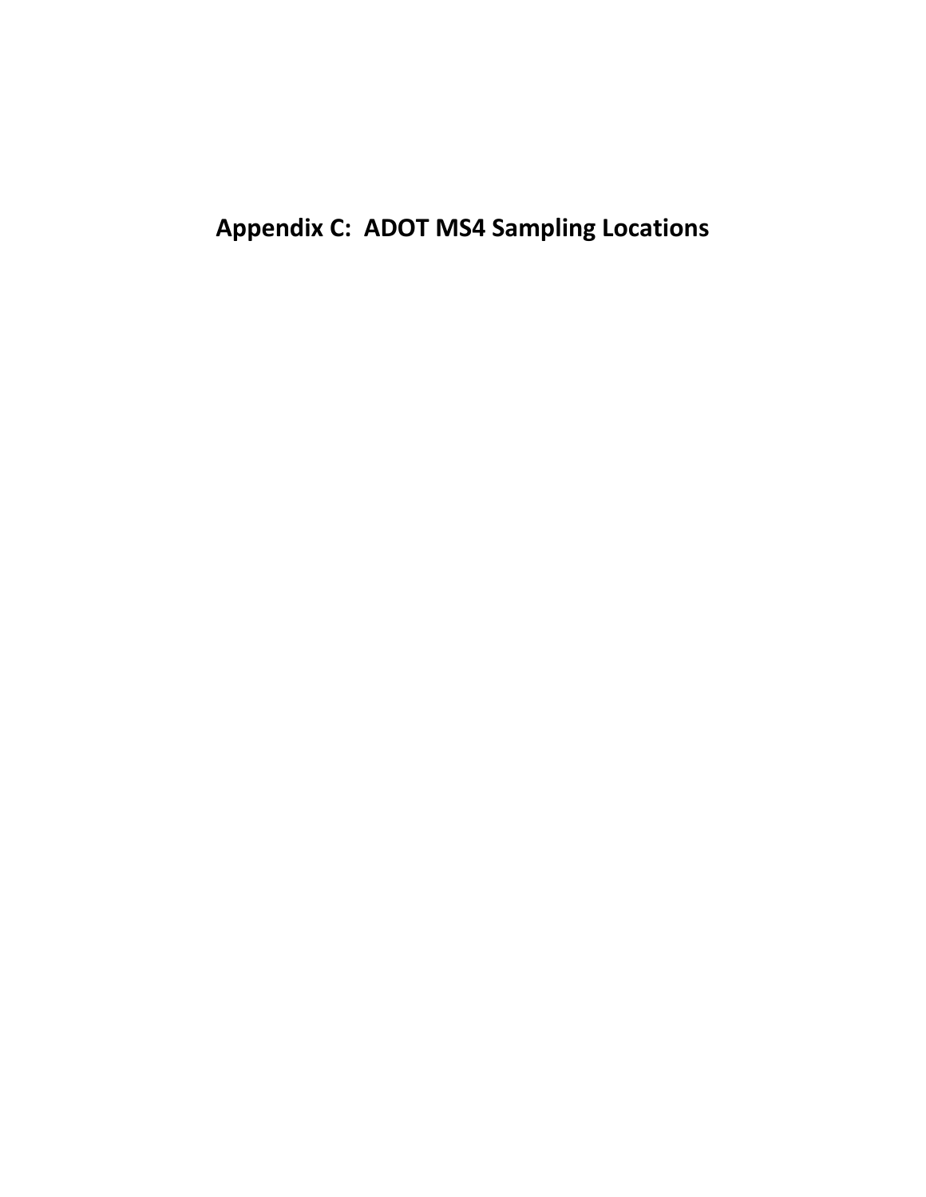# Appendix C: ADOT MS4 Sampling Locations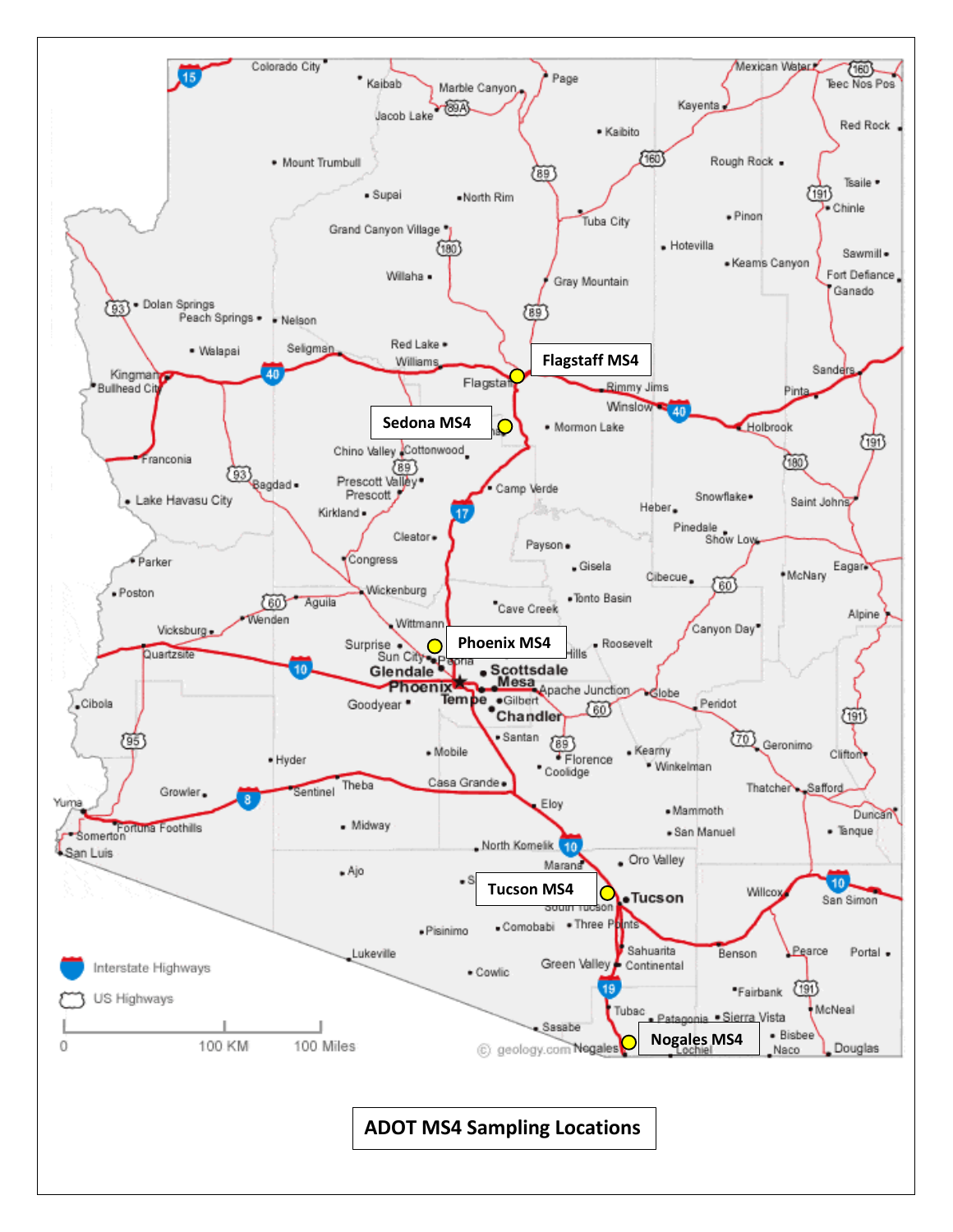Flagstaff MS4

Sedona MS4

Phoenix MS4

Tucson MS4

Nogales MS4

**ADOT MS4 Sampling Locations**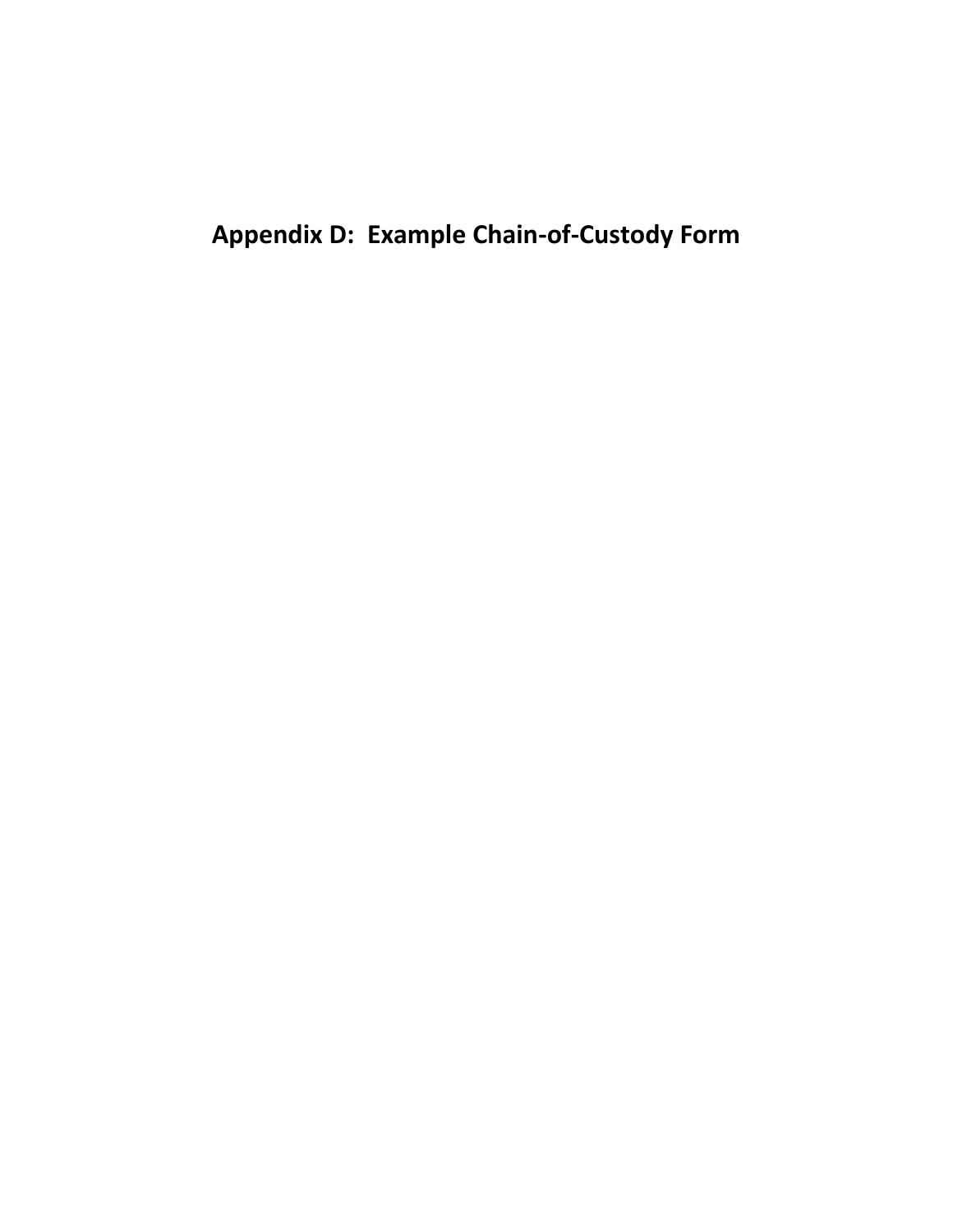# Appendix D: Example Chain-of-Custody Form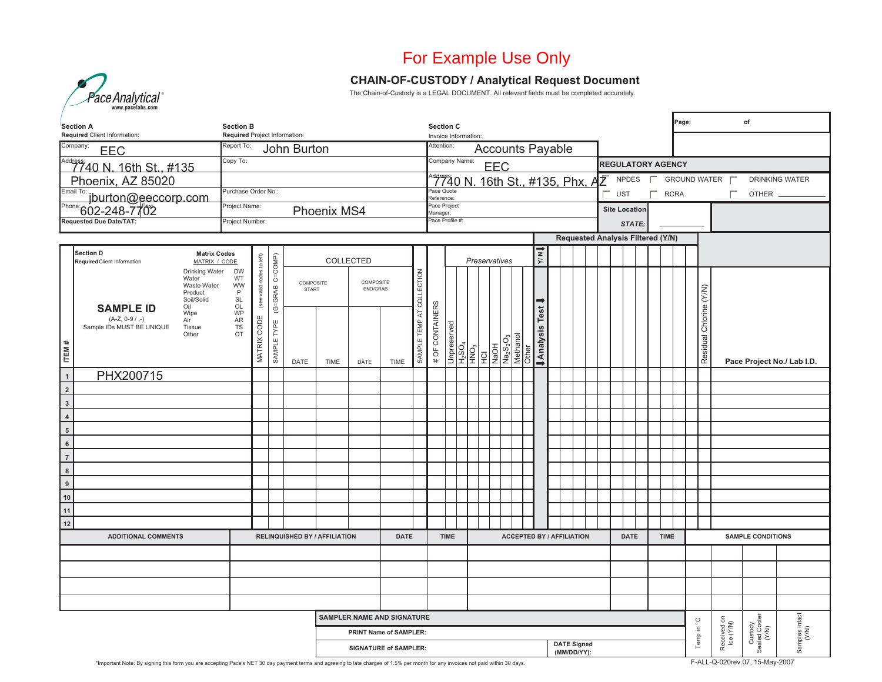For Example Use Only

Pace Analytical®
www.pacelabs.com

## CHAIN-OF-CUSTODY / Analytical Request Document

The Chain-of-Custody is a LEGAL DOCUMENT. All relevant fields must be completed accurately.

Page: of

| Section A<br>**Required** Client Information: | Section B<br>**Required** Project Information: | Section C<br>Invoice Information: |
|---|---|---|
| Company: EEC | Report To: John Burton | Attention: Accounts Payable |
| Address: 7740 N. 16th St., #135 | Copy To: | Company Name: EEC |
| Phoenix, AZ 85020 | | Address: 7740 N. 16th St., #135, Phx, AZ |
| Email To: jburton@eeccorp.com | Purchase Order No.: | Pace Quote Reference: |
| Phone: 602-248-7702 Fax: | Project Name: Phoenix MS4 | Pace Project Manager: |
| Requested Due Date/TAT: | Project Number: | Pace Profile #: |

**REGULATORY AGENCY**

☐ NPDES ☐ GROUND WATER ☐ DRINKING WATER
☐ UST ☐ RCRA ☐ OTHER ________

Site Location *STATE:* ________

**Requested Analysis Filtered (Y/N)**

**Section D** **Required** Client Information

**Matrix Codes** MATRIX / CODE

| MATRIX | CODE |
|---|---|
| Drinking Water | DW |
| Water | WT |
| Waste Water | WW |
| Product | P |
| Soil/Solid | SL |
| Oil | OL |
| Wipe | WP |
| Air | AR |
| Tissue | TS |
| Other | OT |

**SAMPLE ID** (A-Z, 0-9 / ,-) Sample IDs MUST BE UNIQUE

| ITEM # | SAMPLE ID | MATRIX CODE (see valid codes to left) | SAMPLE TYPE (G=GRAB C=COMP) | COLLECTED – COMPOSITE START DATE | COMPOSITE START TIME | COMPOSITE END/GRAB DATE | COMPOSITE END/GRAB TIME | SAMPLE TEMP AT COLLECTION | # OF CONTAINERS | Unpreserved | $H_2SO_4$ | $HNO_3$ | HCl | NaOH | $Na_2S_2O_3$ | Methanol | Other | Analysis Test (Y/N) | Residual Chlorine (Y/N) | Pace Project No./ Lab I.D. |
|---|---|---|---|---|---|---|---|---|---|---|---|---|---|---|---|---|---|---|---|---|
| 1 | PHX200715 | | | | | | | | | | | | | | | | | | | |
| 2 | | | | | | | | | | | | | | | | | | | | |
| 3 | | | | | | | | | | | | | | | | | | | | |
| 4 | | | | | | | | | | | | | | | | | | | | |
| 5 | | | | | | | | | | | | | | | | | | | | |
| 6 | | | | | | | | | | | | | | | | | | | | |
| 7 | | | | | | | | | | | | | | | | | | | | |
| 8 | | | | | | | | | | | | | | | | | | | | |
| 9 | | | | | | | | | | | | | | | | | | | | |
| 10 | | | | | | | | | | | | | | | | | | | | |
| 11 | | | | | | | | | | | | | | | | | | | | |
| 12 | | | | | | | | | | | | | | | | | | | | |

| ADDITIONAL COMMENTS | RELINQUISHED BY / AFFILIATION | DATE | TIME | ACCEPTED BY / AFFILIATION | DATE | TIME | SAMPLE CONDITIONS | | | |
|---|---|---|---|---|---|---|---|---|---|---|
| | | | | | | | | | | |
| | | | | | | | | | | |
| | | | | | | | | | | |
| | | | | | | | | | | |

**SAMPLER NAME AND SIGNATURE**

**PRINT Name of SAMPLER:**

**SIGNATURE of SAMPLER:** **DATE Signed (MM/DD/YY):**

| Temp in °C | Received on Ice (Y/N) | Custody Sealed Cooler (Y/N) | Samples Intact (Y/N) |
|---|---|---|---|
| | | | |

*Important Note: By signing this form you are accepting Pace's NET 30 day payment terms and agreeing to late charges of 1.5% per month for any invoices not paid within 30 days.

F-ALL-Q-020rev.07, 15-May-2007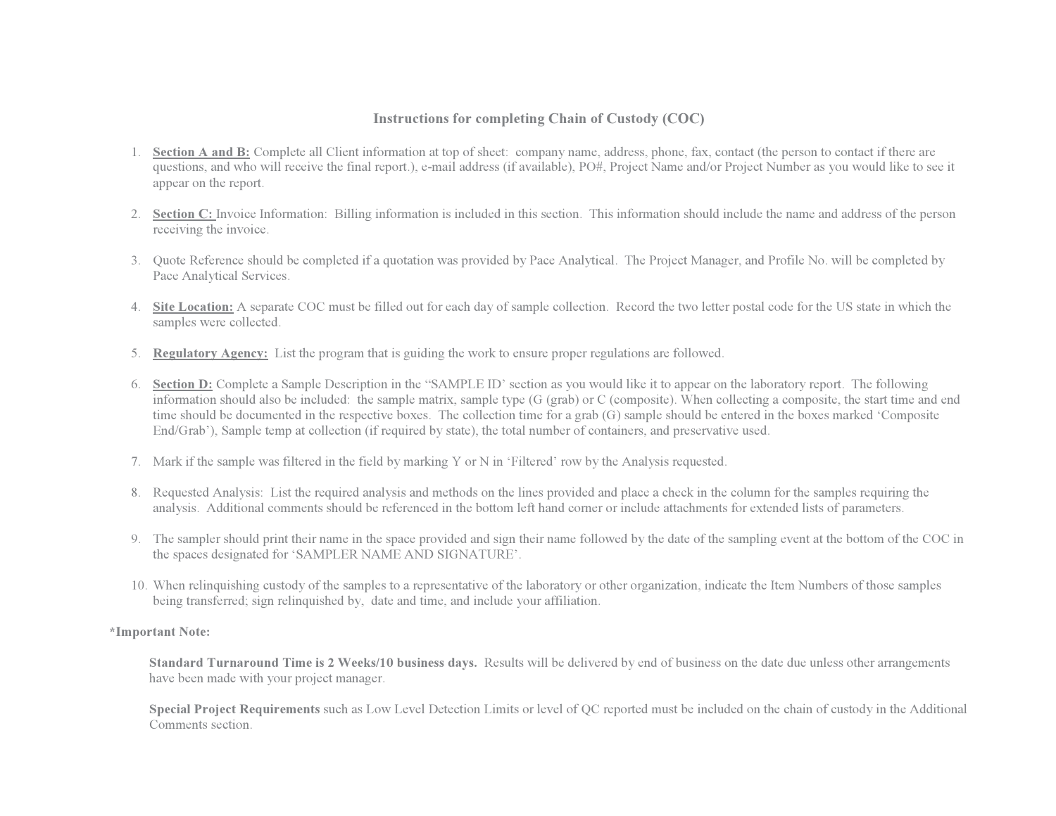# Instructions for completing Chain of Custody (COC)

1. **Section A and B:** Complete all Client information at top of sheet: company name, address, phone, fax, contact (the person to contact if there are questions, and who will receive the final report.), e-mail address (if available), PO#, Project Name and/or Project Number as you would like to see it appear on the report.

2. **Section C:** Invoice Information: Billing information is included in this section. This information should include the name and address of the person receiving the invoice.

3. Quote Reference should be completed if a quotation was provided by Pace Analytical. The Project Manager, and Profile No. will be completed by Pace Analytical Services.

4. **Site Location:** A separate COC must be filled out for each day of sample collection. Record the two letter postal code for the US state in which the samples were collected.

5. **Regulatory Agency:** List the program that is guiding the work to ensure proper regulations are followed.

6. **Section D:** Complete a Sample Description in the "SAMPLE ID' section as you would like it to appear on the laboratory report. The following information should also be included: the sample matrix, sample type (G (grab) or C (composite). When collecting a composite, the start time and end time should be documented in the respective boxes. The collection time for a grab (G) sample should be entered in the boxes marked 'Composite End/Grab'), Sample temp at collection (if required by state), the total number of containers, and preservative used.

7. Mark if the sample was filtered in the field by marking Y or N in 'Filtered' row by the Analysis requested.

8. Requested Analysis: List the required analysis and methods on the lines provided and place a check in the column for the samples requiring the analysis. Additional comments should be referenced in the bottom left hand corner or include attachments for extended lists of parameters.

9. The sampler should print their name in the space provided and sign their name followed by the date of the sampling event at the bottom of the COC in the spaces designated for 'SAMPLER NAME AND SIGNATURE'.

10. When relinquishing custody of the samples to a representative of the laboratory or other organization, indicate the Item Numbers of those samples being transferred; sign relinquished by, date and time, and include your affiliation.

**\*Important Note:**

**Standard Turnaround Time is 2 Weeks/10 business days.** Results will be delivered by end of business on the date due unless other arrangements have been made with your project manager.

**Special Project Requirements** such as Low Level Detection Limits or level of QC reported must be included on the chain of custody in the Additional Comments section.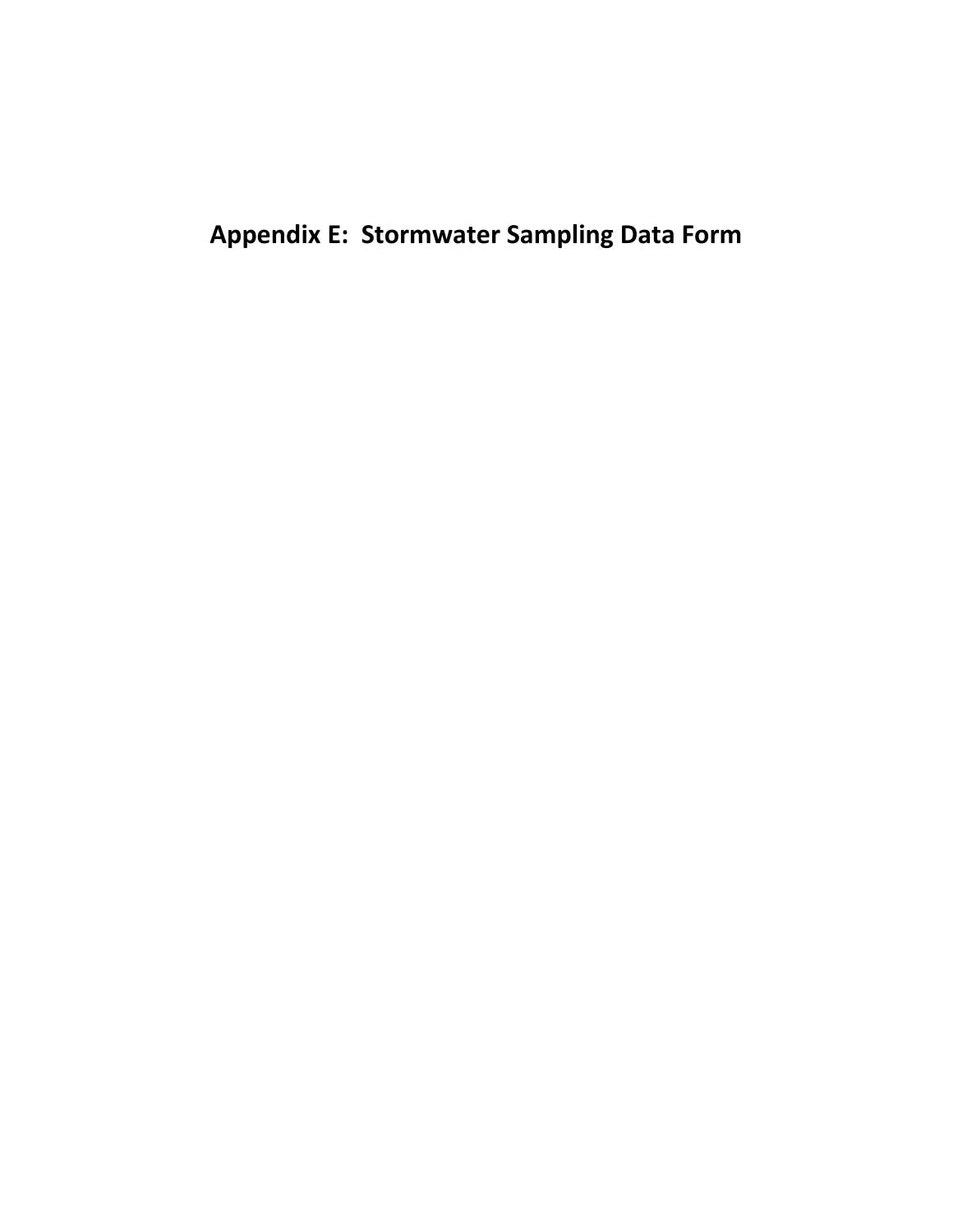# Appendix E: Stormwater Sampling Data Form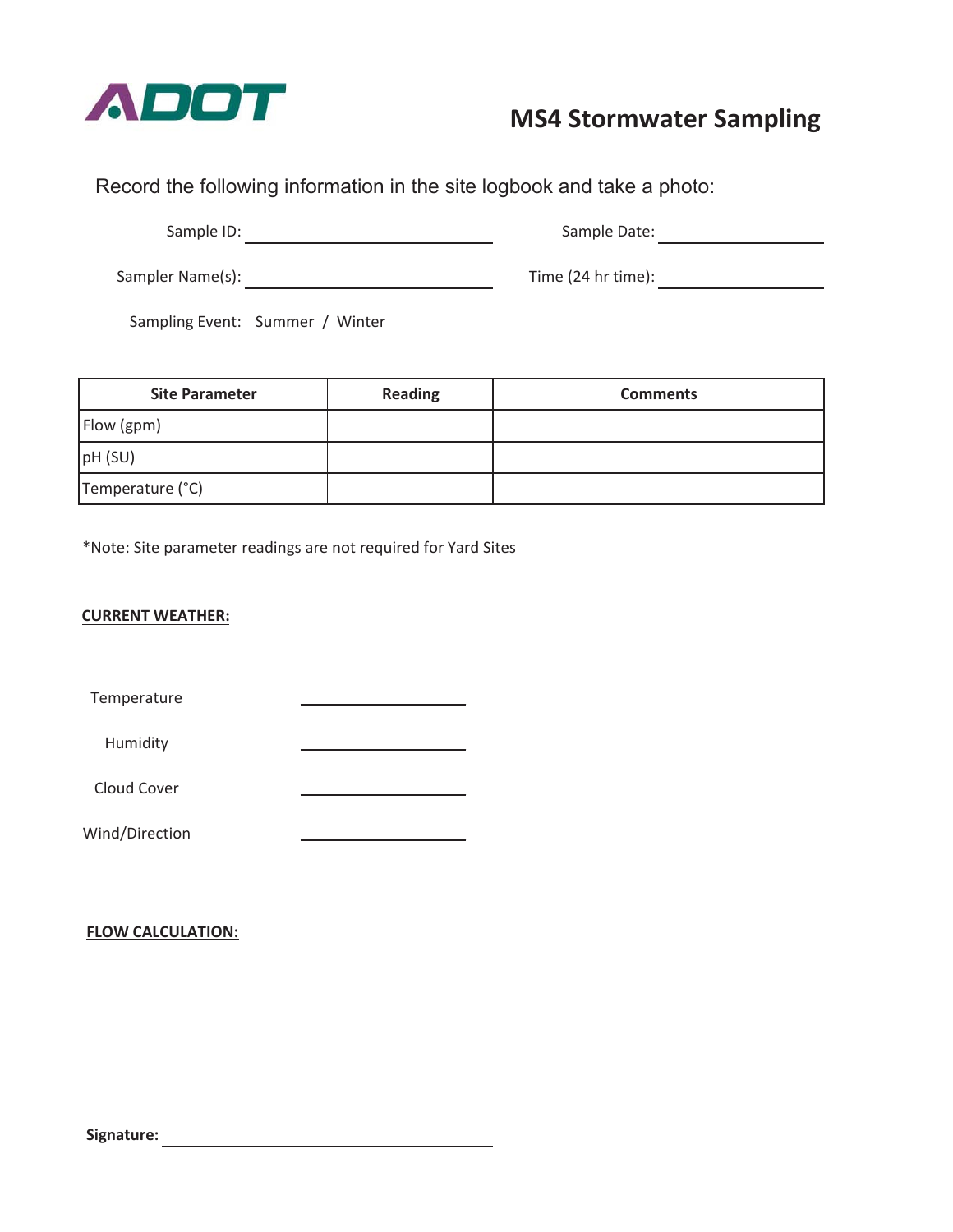ADOT

# MS4 Stormwater Sampling

Record the following information in the site logbook and take a photo:

Sample ID: ______________________ Sample Date: ______________

Sampler Name(s): ______________________ Time (24 hr time): ______________

Sampling Event: Summer / Winter

| Site Parameter | Reading | Comments |
|---|---|---|
| Flow (gpm) | | |
| pH (SU) | | |
| Temperature (°C) | | |

*Note: Site parameter readings are not required for Yard Sites

**CURRENT WEATHER:**

Temperature ______________

Humidity ______________

Cloud Cover ______________

Wind/Direction ______________

**FLOW CALCULATION:**

**Signature:** ______________________________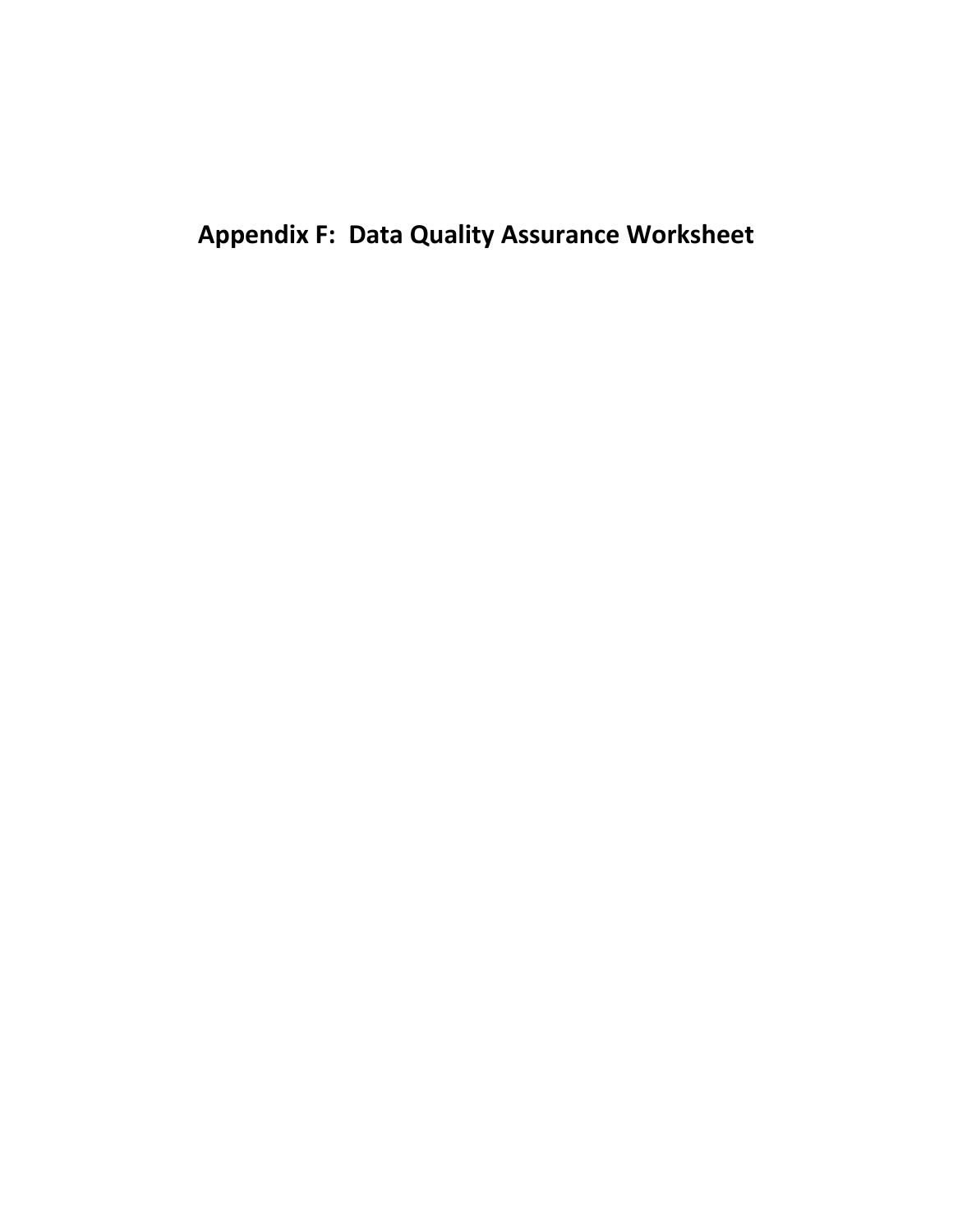# Appendix F: Data Quality Assurance Worksheet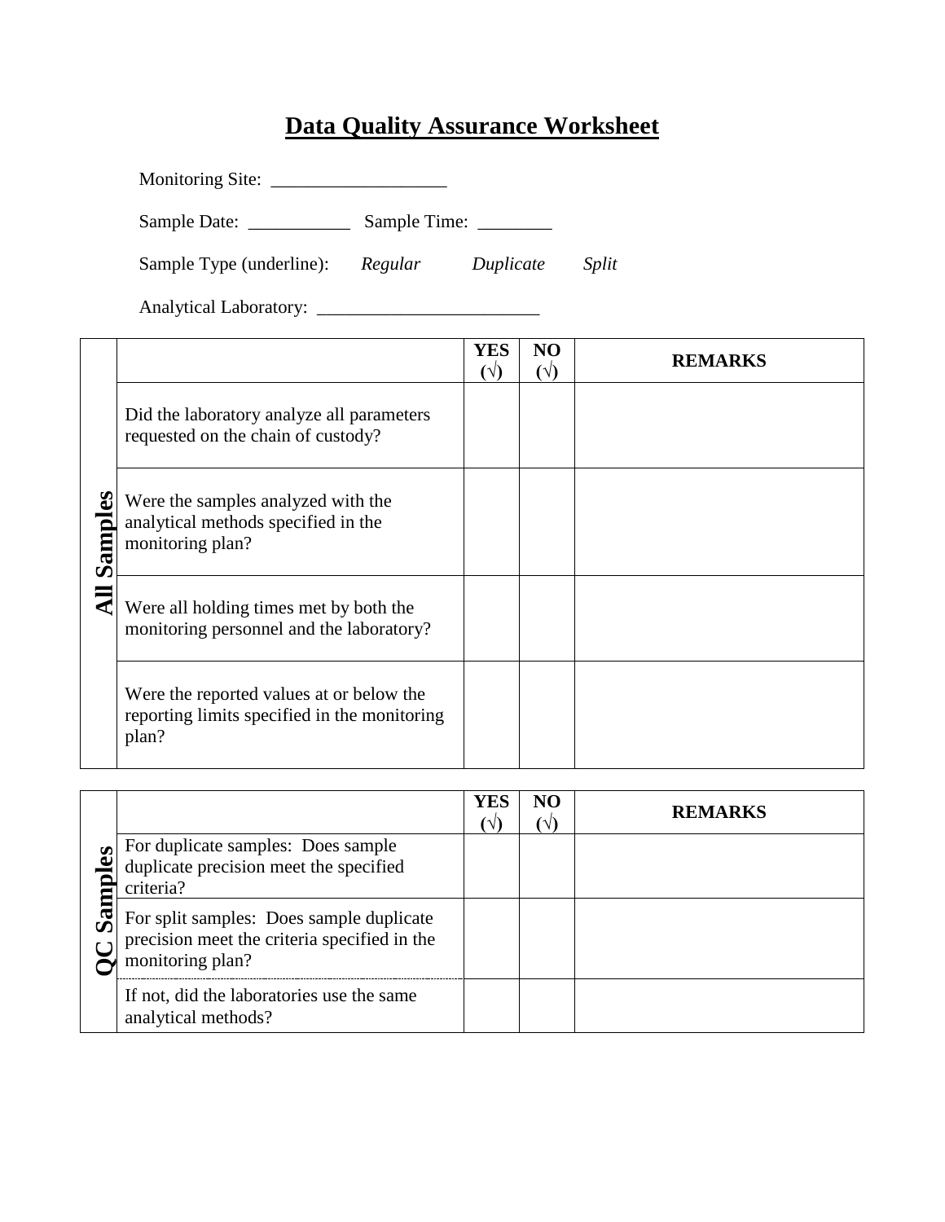# Data Quality Assurance Worksheet

Monitoring Site: ___________________

Sample Date: ___________ Sample Time: ________

Sample Type (underline): *Regular* *Duplicate* *Split*

Analytical Laboratory: ________________________

| | | YES (√) | NO (√) | REMARKS |
|---|---|---|---|---|
| **All Samples** | Did the laboratory analyze all parameters requested on the chain of custody? | | | |
| | Were the samples analyzed with the analytical methods specified in the monitoring plan? | | | |
| | Were all holding times met by both the monitoring personnel and the laboratory? | | | |
| | Were the reported values at or below the reporting limits specified in the monitoring plan? | | | |

| | | YES (√) | NO (√) | REMARKS |
|---|---|---|---|---|
| **QC Samples** | For duplicate samples: Does sample duplicate precision meet the specified criteria? | | | |
| | For split samples: Does sample duplicate precision meet the criteria specified in the monitoring plan? | | | |
| | If not, did the laboratories use the same analytical methods? | | | |